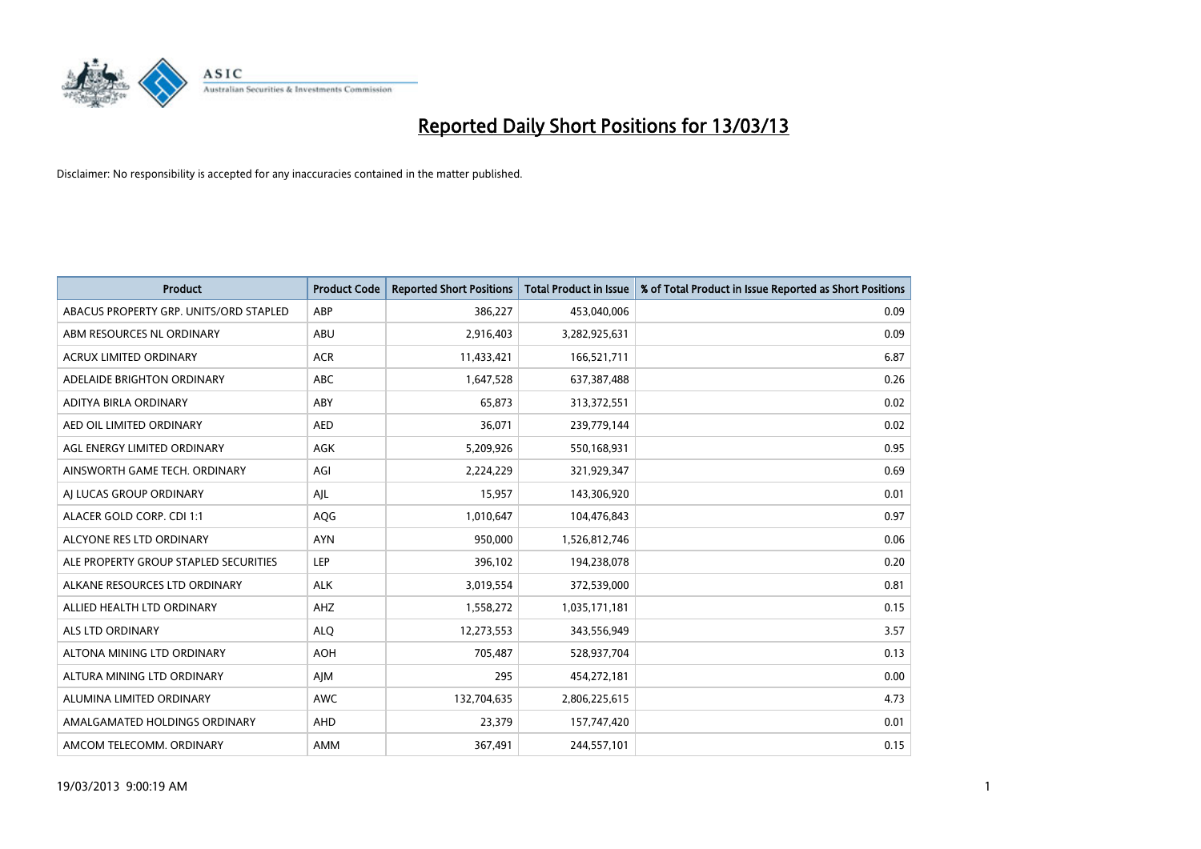# Reported Daily Short Positions for 13/03/13

Disclaimer: No responsibility is accepted for any inaccuracies contained in the matter published.

| Product | Product Code | Reported Short Positions | Total Product in Issue | % of Total Product in Issue Reported as Short Positions |
|---|---|---|---|---|
| ABACUS PROPERTY GRP. UNITS/ORD STAPLED | ABP | 386,227 | 453,040,006 | 0.09 |
| ABM RESOURCES NL ORDINARY | ABU | 2,916,403 | 3,282,925,631 | 0.09 |
| ACRUX LIMITED ORDINARY | ACR | 11,433,421 | 166,521,711 | 6.87 |
| ADELAIDE BRIGHTON ORDINARY | ABC | 1,647,528 | 637,387,488 | 0.26 |
| ADITYA BIRLA ORDINARY | ABY | 65,873 | 313,372,551 | 0.02 |
| AED OIL LIMITED ORDINARY | AED | 36,071 | 239,779,144 | 0.02 |
| AGL ENERGY LIMITED ORDINARY | AGK | 5,209,926 | 550,168,931 | 0.95 |
| AINSWORTH GAME TECH. ORDINARY | AGI | 2,224,229 | 321,929,347 | 0.69 |
| AJ LUCAS GROUP ORDINARY | AJL | 15,957 | 143,306,920 | 0.01 |
| ALACER GOLD CORP. CDI 1:1 | AQG | 1,010,647 | 104,476,843 | 0.97 |
| ALCYONE RES LTD ORDINARY | AYN | 950,000 | 1,526,812,746 | 0.06 |
| ALE PROPERTY GROUP STAPLED SECURITIES | LEP | 396,102 | 194,238,078 | 0.20 |
| ALKANE RESOURCES LTD ORDINARY | ALK | 3,019,554 | 372,539,000 | 0.81 |
| ALLIED HEALTH LTD ORDINARY | AHZ | 1,558,272 | 1,035,171,181 | 0.15 |
| ALS LTD ORDINARY | ALQ | 12,273,553 | 343,556,949 | 3.57 |
| ALTONA MINING LTD ORDINARY | AOH | 705,487 | 528,937,704 | 0.13 |
| ALTURA MINING LTD ORDINARY | AJM | 295 | 454,272,181 | 0.00 |
| ALUMINA LIMITED ORDINARY | AWC | 132,704,635 | 2,806,225,615 | 4.73 |
| AMALGAMATED HOLDINGS ORDINARY | AHD | 23,379 | 157,747,420 | 0.01 |
| AMCOM TELECOMM. ORDINARY | AMM | 367,491 | 244,557,101 | 0.15 |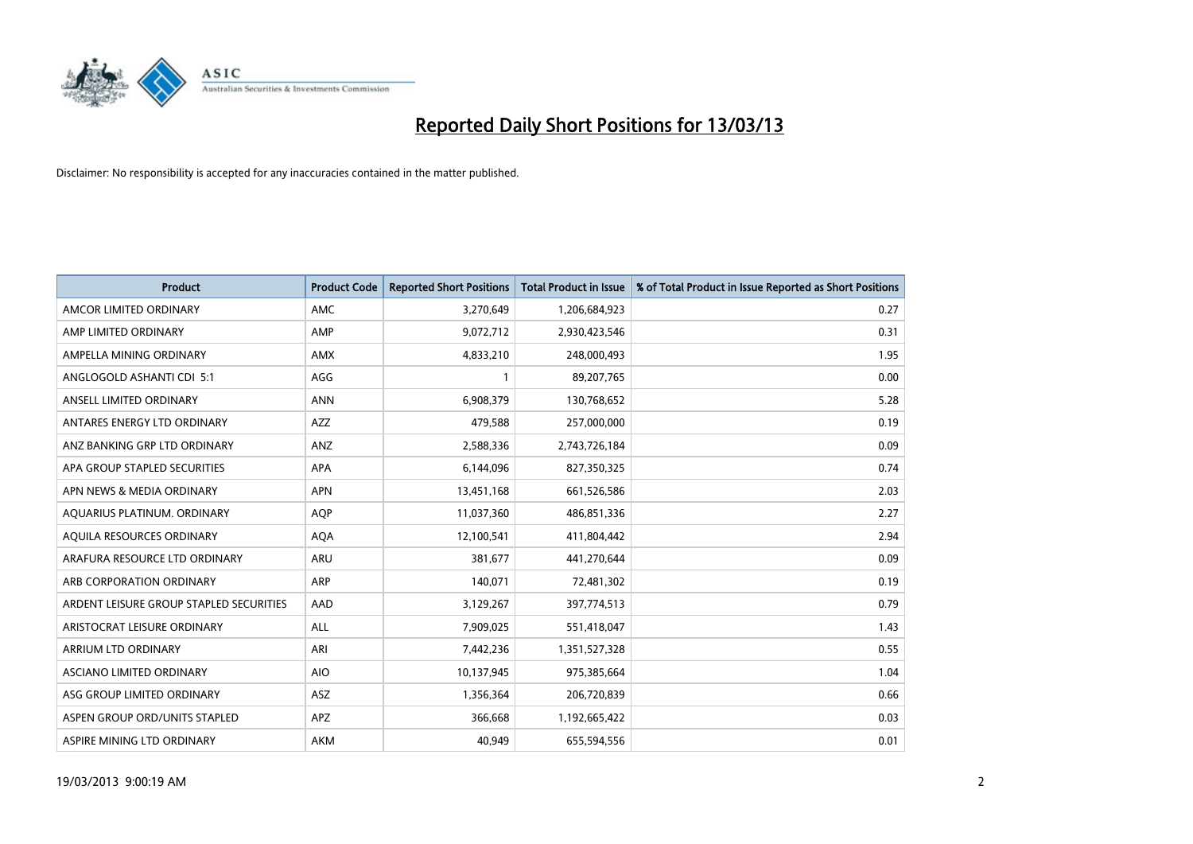# Reported Daily Short Positions for 13/03/13

Disclaimer: No responsibility is accepted for any inaccuracies contained in the matter published.

| Product | Product Code | Reported Short Positions | Total Product in Issue | % of Total Product in Issue Reported as Short Positions |
|---|---|---|---|---|
| AMCOR LIMITED ORDINARY | AMC | 3,270,649 | 1,206,684,923 | 0.27 |
| AMP LIMITED ORDINARY | AMP | 9,072,712 | 2,930,423,546 | 0.31 |
| AMPELLA MINING ORDINARY | AMX | 4,833,210 | 248,000,493 | 1.95 |
| ANGLOGOLD ASHANTI CDI 5:1 | AGG | 1 | 89,207,765 | 0.00 |
| ANSELL LIMITED ORDINARY | ANN | 6,908,379 | 130,768,652 | 5.28 |
| ANTARES ENERGY LTD ORDINARY | AZZ | 479,588 | 257,000,000 | 0.19 |
| ANZ BANKING GRP LTD ORDINARY | ANZ | 2,588,336 | 2,743,726,184 | 0.09 |
| APA GROUP STAPLED SECURITIES | APA | 6,144,096 | 827,350,325 | 0.74 |
| APN NEWS & MEDIA ORDINARY | APN | 13,451,168 | 661,526,586 | 2.03 |
| AQUARIUS PLATINUM. ORDINARY | AQP | 11,037,360 | 486,851,336 | 2.27 |
| AQUILA RESOURCES ORDINARY | AQA | 12,100,541 | 411,804,442 | 2.94 |
| ARAFURA RESOURCE LTD ORDINARY | ARU | 381,677 | 441,270,644 | 0.09 |
| ARB CORPORATION ORDINARY | ARP | 140,071 | 72,481,302 | 0.19 |
| ARDENT LEISURE GROUP STAPLED SECURITIES | AAD | 3,129,267 | 397,774,513 | 0.79 |
| ARISTOCRAT LEISURE ORDINARY | ALL | 7,909,025 | 551,418,047 | 1.43 |
| ARRIUM LTD ORDINARY | ARI | 7,442,236 | 1,351,527,328 | 0.55 |
| ASCIANO LIMITED ORDINARY | AIO | 10,137,945 | 975,385,664 | 1.04 |
| ASG GROUP LIMITED ORDINARY | ASZ | 1,356,364 | 206,720,839 | 0.66 |
| ASPEN GROUP ORD/UNITS STAPLED | APZ | 366,668 | 1,192,665,422 | 0.03 |
| ASPIRE MINING LTD ORDINARY | AKM | 40,949 | 655,594,556 | 0.01 |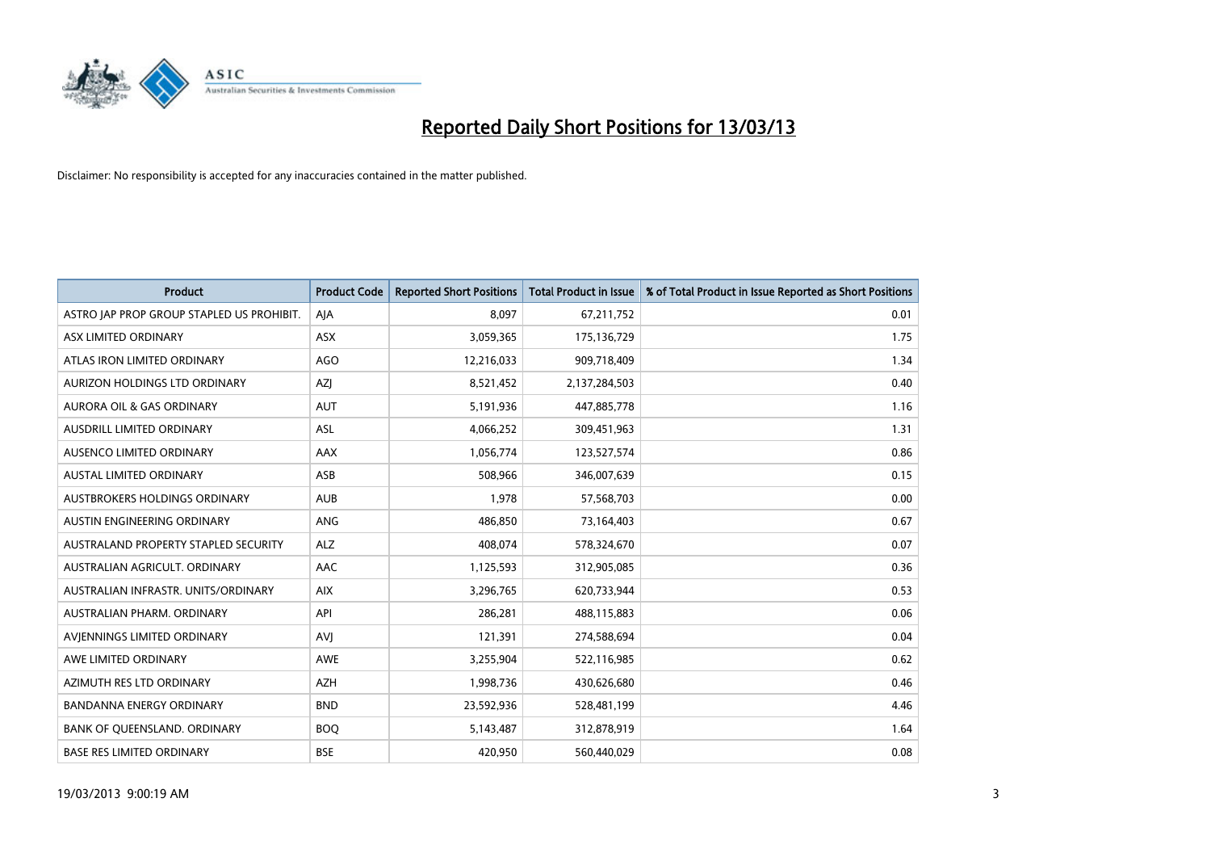# Reported Daily Short Positions for 13/03/13

Disclaimer: No responsibility is accepted for any inaccuracies contained in the matter published.

| Product | Product Code | Reported Short Positions | Total Product in Issue | % of Total Product in Issue Reported as Short Positions |
|---|---|---|---|---|
| ASTRO JAP PROP GROUP STAPLED US PROHIBIT. | AJA | 8,097 | 67,211,752 | 0.01 |
| ASX LIMITED ORDINARY | ASX | 3,059,365 | 175,136,729 | 1.75 |
| ATLAS IRON LIMITED ORDINARY | AGO | 12,216,033 | 909,718,409 | 1.34 |
| AURIZON HOLDINGS LTD ORDINARY | AZJ | 8,521,452 | 2,137,284,503 | 0.40 |
| AURORA OIL & GAS ORDINARY | AUT | 5,191,936 | 447,885,778 | 1.16 |
| AUSDRILL LIMITED ORDINARY | ASL | 4,066,252 | 309,451,963 | 1.31 |
| AUSENCO LIMITED ORDINARY | AAX | 1,056,774 | 123,527,574 | 0.86 |
| AUSTAL LIMITED ORDINARY | ASB | 508,966 | 346,007,639 | 0.15 |
| AUSTBROKERS HOLDINGS ORDINARY | AUB | 1,978 | 57,568,703 | 0.00 |
| AUSTIN ENGINEERING ORDINARY | ANG | 486,850 | 73,164,403 | 0.67 |
| AUSTRALAND PROPERTY STAPLED SECURITY | ALZ | 408,074 | 578,324,670 | 0.07 |
| AUSTRALIAN AGRICULT. ORDINARY | AAC | 1,125,593 | 312,905,085 | 0.36 |
| AUSTRALIAN INFRASTR. UNITS/ORDINARY | AIX | 3,296,765 | 620,733,944 | 0.53 |
| AUSTRALIAN PHARM. ORDINARY | API | 286,281 | 488,115,883 | 0.06 |
| AVJENNINGS LIMITED ORDINARY | AVJ | 121,391 | 274,588,694 | 0.04 |
| AWE LIMITED ORDINARY | AWE | 3,255,904 | 522,116,985 | 0.62 |
| AZIMUTH RES LTD ORDINARY | AZH | 1,998,736 | 430,626,680 | 0.46 |
| BANDANNA ENERGY ORDINARY | BND | 23,592,936 | 528,481,199 | 4.46 |
| BANK OF QUEENSLAND. ORDINARY | BOQ | 5,143,487 | 312,878,919 | 1.64 |
| BASE RES LIMITED ORDINARY | BSE | 420,950 | 560,440,029 | 0.08 |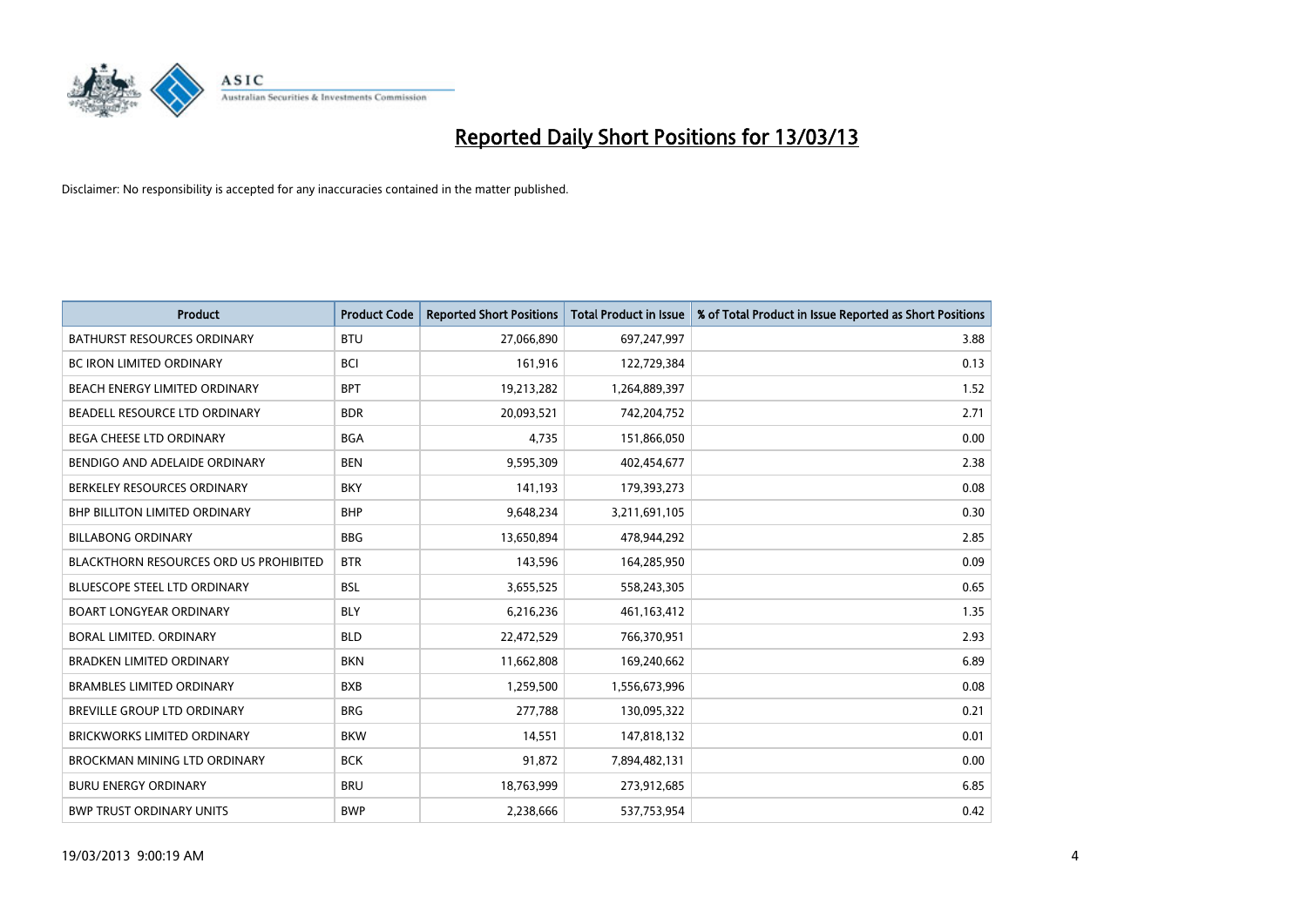# Reported Daily Short Positions for 13/03/13

Disclaimer: No responsibility is accepted for any inaccuracies contained in the matter published.

| Product | Product Code | Reported Short Positions | Total Product in Issue | % of Total Product in Issue Reported as Short Positions |
|---|---|---|---|---|
| BATHURST RESOURCES ORDINARY | BTU | 27,066,890 | 697,247,997 | 3.88 |
| BC IRON LIMITED ORDINARY | BCI | 161,916 | 122,729,384 | 0.13 |
| BEACH ENERGY LIMITED ORDINARY | BPT | 19,213,282 | 1,264,889,397 | 1.52 |
| BEADELL RESOURCE LTD ORDINARY | BDR | 20,093,521 | 742,204,752 | 2.71 |
| BEGA CHEESE LTD ORDINARY | BGA | 4,735 | 151,866,050 | 0.00 |
| BENDIGO AND ADELAIDE ORDINARY | BEN | 9,595,309 | 402,454,677 | 2.38 |
| BERKELEY RESOURCES ORDINARY | BKY | 141,193 | 179,393,273 | 0.08 |
| BHP BILLITON LIMITED ORDINARY | BHP | 9,648,234 | 3,211,691,105 | 0.30 |
| BILLABONG ORDINARY | BBG | 13,650,894 | 478,944,292 | 2.85 |
| BLACKTHORN RESOURCES ORD US PROHIBITED | BTR | 143,596 | 164,285,950 | 0.09 |
| BLUESCOPE STEEL LTD ORDINARY | BSL | 3,655,525 | 558,243,305 | 0.65 |
| BOART LONGYEAR ORDINARY | BLY | 6,216,236 | 461,163,412 | 1.35 |
| BORAL LIMITED. ORDINARY | BLD | 22,472,529 | 766,370,951 | 2.93 |
| BRADKEN LIMITED ORDINARY | BKN | 11,662,808 | 169,240,662 | 6.89 |
| BRAMBLES LIMITED ORDINARY | BXB | 1,259,500 | 1,556,673,996 | 0.08 |
| BREVILLE GROUP LTD ORDINARY | BRG | 277,788 | 130,095,322 | 0.21 |
| BRICKWORKS LIMITED ORDINARY | BKW | 14,551 | 147,818,132 | 0.01 |
| BROCKMAN MINING LTD ORDINARY | BCK | 91,872 | 7,894,482,131 | 0.00 |
| BURU ENERGY ORDINARY | BRU | 18,763,999 | 273,912,685 | 6.85 |
| BWP TRUST ORDINARY UNITS | BWP | 2,238,666 | 537,753,954 | 0.42 |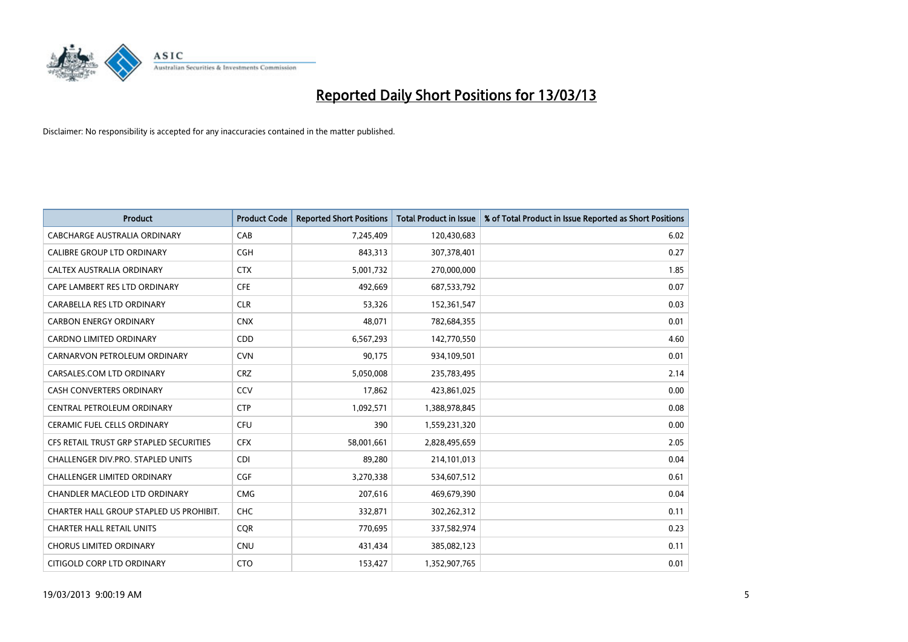# Reported Daily Short Positions for 13/03/13

Disclaimer: No responsibility is accepted for any inaccuracies contained in the matter published.

| Product | Product Code | Reported Short Positions | Total Product in Issue | % of Total Product in Issue Reported as Short Positions |
|---|---|---|---|---|
| CABCHARGE AUSTRALIA ORDINARY | CAB | 7,245,409 | 120,430,683 | 6.02 |
| CALIBRE GROUP LTD ORDINARY | CGH | 843,313 | 307,378,401 | 0.27 |
| CALTEX AUSTRALIA ORDINARY | CTX | 5,001,732 | 270,000,000 | 1.85 |
| CAPE LAMBERT RES LTD ORDINARY | CFE | 492,669 | 687,533,792 | 0.07 |
| CARABELLA RES LTD ORDINARY | CLR | 53,326 | 152,361,547 | 0.03 |
| CARBON ENERGY ORDINARY | CNX | 48,071 | 782,684,355 | 0.01 |
| CARDNO LIMITED ORDINARY | CDD | 6,567,293 | 142,770,550 | 4.60 |
| CARNARVON PETROLEUM ORDINARY | CVN | 90,175 | 934,109,501 | 0.01 |
| CARSALES.COM LTD ORDINARY | CRZ | 5,050,008 | 235,783,495 | 2.14 |
| CASH CONVERTERS ORDINARY | CCV | 17,862 | 423,861,025 | 0.00 |
| CENTRAL PETROLEUM ORDINARY | CTP | 1,092,571 | 1,388,978,845 | 0.08 |
| CERAMIC FUEL CELLS ORDINARY | CFU | 390 | 1,559,231,320 | 0.00 |
| CFS RETAIL TRUST GRP STAPLED SECURITIES | CFX | 58,001,661 | 2,828,495,659 | 2.05 |
| CHALLENGER DIV.PRO. STAPLED UNITS | CDI | 89,280 | 214,101,013 | 0.04 |
| CHALLENGER LIMITED ORDINARY | CGF | 3,270,338 | 534,607,512 | 0.61 |
| CHANDLER MACLEOD LTD ORDINARY | CMG | 207,616 | 469,679,390 | 0.04 |
| CHARTER HALL GROUP STAPLED US PROHIBIT. | CHC | 332,871 | 302,262,312 | 0.11 |
| CHARTER HALL RETAIL UNITS | CQR | 770,695 | 337,582,974 | 0.23 |
| CHORUS LIMITED ORDINARY | CNU | 431,434 | 385,082,123 | 0.11 |
| CITIGOLD CORP LTD ORDINARY | CTO | 153,427 | 1,352,907,765 | 0.01 |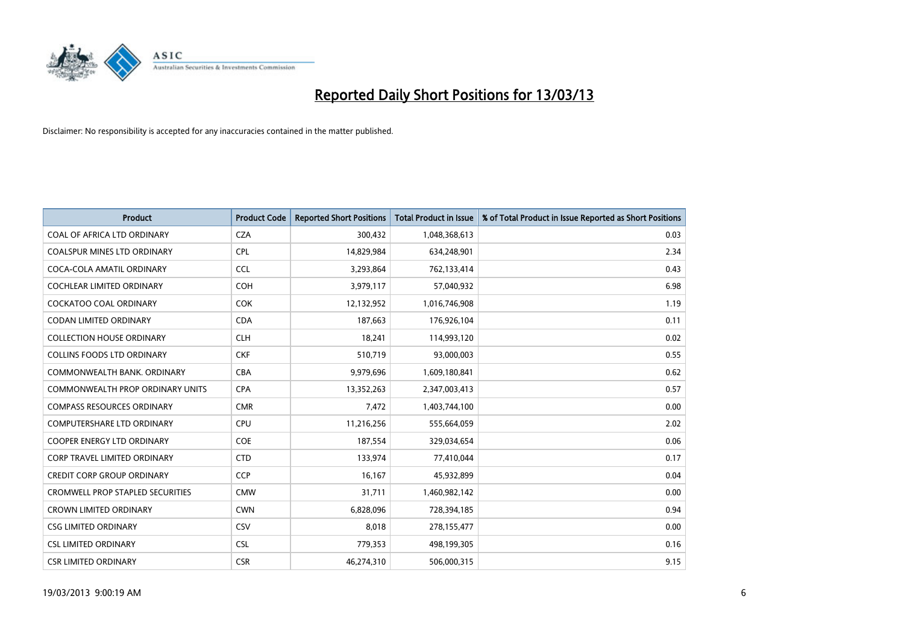# Reported Daily Short Positions for 13/03/13

Disclaimer: No responsibility is accepted for any inaccuracies contained in the matter published.

| Product | Product Code | Reported Short Positions | Total Product in Issue | % of Total Product in Issue Reported as Short Positions |
|---|---|---|---|---|
| COAL OF AFRICA LTD ORDINARY | CZA | 300,432 | 1,048,368,613 | 0.03 |
| COALSPUR MINES LTD ORDINARY | CPL | 14,829,984 | 634,248,901 | 2.34 |
| COCA-COLA AMATIL ORDINARY | CCL | 3,293,864 | 762,133,414 | 0.43 |
| COCHLEAR LIMITED ORDINARY | COH | 3,979,117 | 57,040,932 | 6.98 |
| COCKATOO COAL ORDINARY | COK | 12,132,952 | 1,016,746,908 | 1.19 |
| CODAN LIMITED ORDINARY | CDA | 187,663 | 176,926,104 | 0.11 |
| COLLECTION HOUSE ORDINARY | CLH | 18,241 | 114,993,120 | 0.02 |
| COLLINS FOODS LTD ORDINARY | CKF | 510,719 | 93,000,003 | 0.55 |
| COMMONWEALTH BANK. ORDINARY | CBA | 9,979,696 | 1,609,180,841 | 0.62 |
| COMMONWEALTH PROP ORDINARY UNITS | CPA | 13,352,263 | 2,347,003,413 | 0.57 |
| COMPASS RESOURCES ORDINARY | CMR | 7,472 | 1,403,744,100 | 0.00 |
| COMPUTERSHARE LTD ORDINARY | CPU | 11,216,256 | 555,664,059 | 2.02 |
| COOPER ENERGY LTD ORDINARY | COE | 187,554 | 329,034,654 | 0.06 |
| CORP TRAVEL LIMITED ORDINARY | CTD | 133,974 | 77,410,044 | 0.17 |
| CREDIT CORP GROUP ORDINARY | CCP | 16,167 | 45,932,899 | 0.04 |
| CROMWELL PROP STAPLED SECURITIES | CMW | 31,711 | 1,460,982,142 | 0.00 |
| CROWN LIMITED ORDINARY | CWN | 6,828,096 | 728,394,185 | 0.94 |
| CSG LIMITED ORDINARY | CSV | 8,018 | 278,155,477 | 0.00 |
| CSL LIMITED ORDINARY | CSL | 779,353 | 498,199,305 | 0.16 |
| CSR LIMITED ORDINARY | CSR | 46,274,310 | 506,000,315 | 9.15 |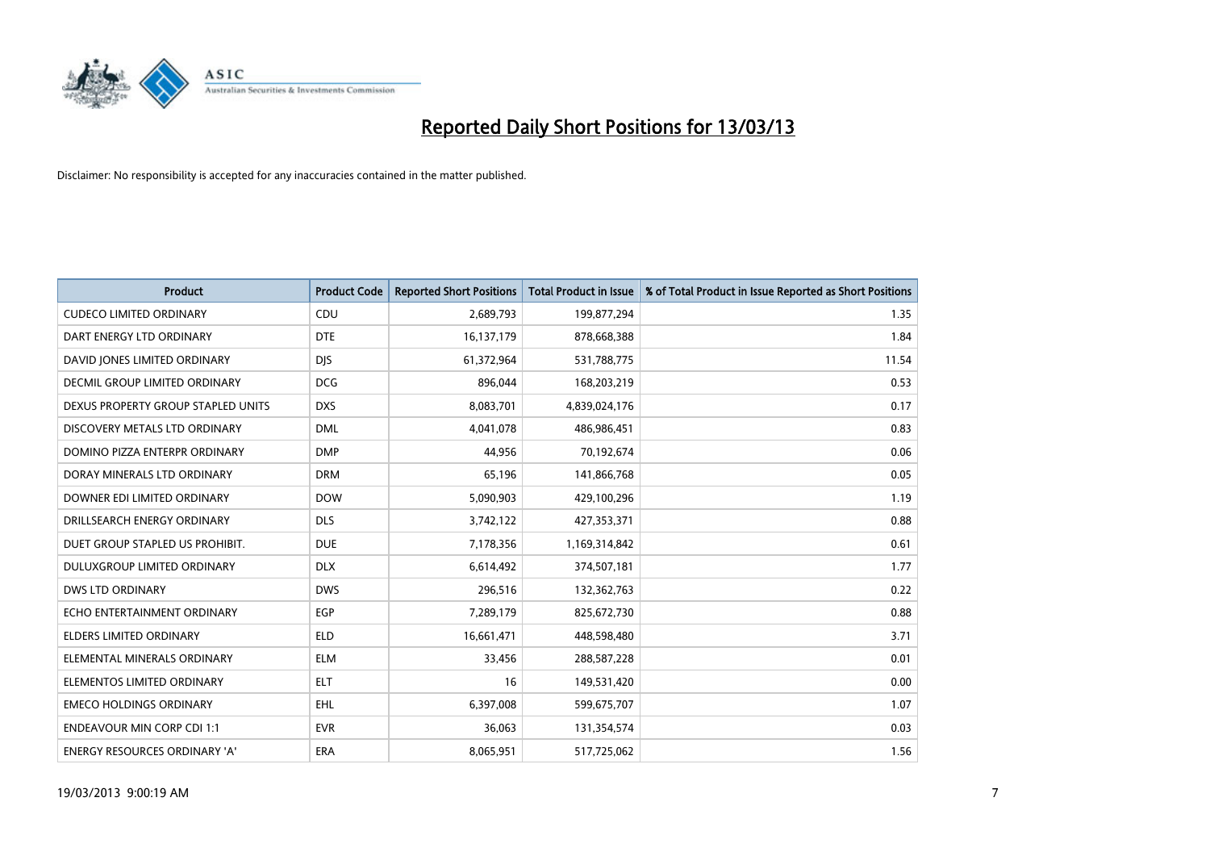# Reported Daily Short Positions for 13/03/13

Disclaimer: No responsibility is accepted for any inaccuracies contained in the matter published.

| Product | Product Code | Reported Short Positions | Total Product in Issue | % of Total Product in Issue Reported as Short Positions |
|---|---|---|---|---|
| CUDECO LIMITED ORDINARY | CDU | 2,689,793 | 199,877,294 | 1.35 |
| DART ENERGY LTD ORDINARY | DTE | 16,137,179 | 878,668,388 | 1.84 |
| DAVID JONES LIMITED ORDINARY | DJS | 61,372,964 | 531,788,775 | 11.54 |
| DECMIL GROUP LIMITED ORDINARY | DCG | 896,044 | 168,203,219 | 0.53 |
| DEXUS PROPERTY GROUP STAPLED UNITS | DXS | 8,083,701 | 4,839,024,176 | 0.17 |
| DISCOVERY METALS LTD ORDINARY | DML | 4,041,078 | 486,986,451 | 0.83 |
| DOMINO PIZZA ENTERPR ORDINARY | DMP | 44,956 | 70,192,674 | 0.06 |
| DORAY MINERALS LTD ORDINARY | DRM | 65,196 | 141,866,768 | 0.05 |
| DOWNER EDI LIMITED ORDINARY | DOW | 5,090,903 | 429,100,296 | 1.19 |
| DRILLSEARCH ENERGY ORDINARY | DLS | 3,742,122 | 427,353,371 | 0.88 |
| DUET GROUP STAPLED US PROHIBIT. | DUE | 7,178,356 | 1,169,314,842 | 0.61 |
| DULUXGROUP LIMITED ORDINARY | DLX | 6,614,492 | 374,507,181 | 1.77 |
| DWS LTD ORDINARY | DWS | 296,516 | 132,362,763 | 0.22 |
| ECHO ENTERTAINMENT ORDINARY | EGP | 7,289,179 | 825,672,730 | 0.88 |
| ELDERS LIMITED ORDINARY | ELD | 16,661,471 | 448,598,480 | 3.71 |
| ELEMENTAL MINERALS ORDINARY | ELM | 33,456 | 288,587,228 | 0.01 |
| ELEMENTOS LIMITED ORDINARY | ELT | 16 | 149,531,420 | 0.00 |
| EMECO HOLDINGS ORDINARY | EHL | 6,397,008 | 599,675,707 | 1.07 |
| ENDEAVOUR MIN CORP CDI 1:1 | EVR | 36,063 | 131,354,574 | 0.03 |
| ENERGY RESOURCES ORDINARY 'A' | ERA | 8,065,951 | 517,725,062 | 1.56 |

19/03/2013 9:00:19 AM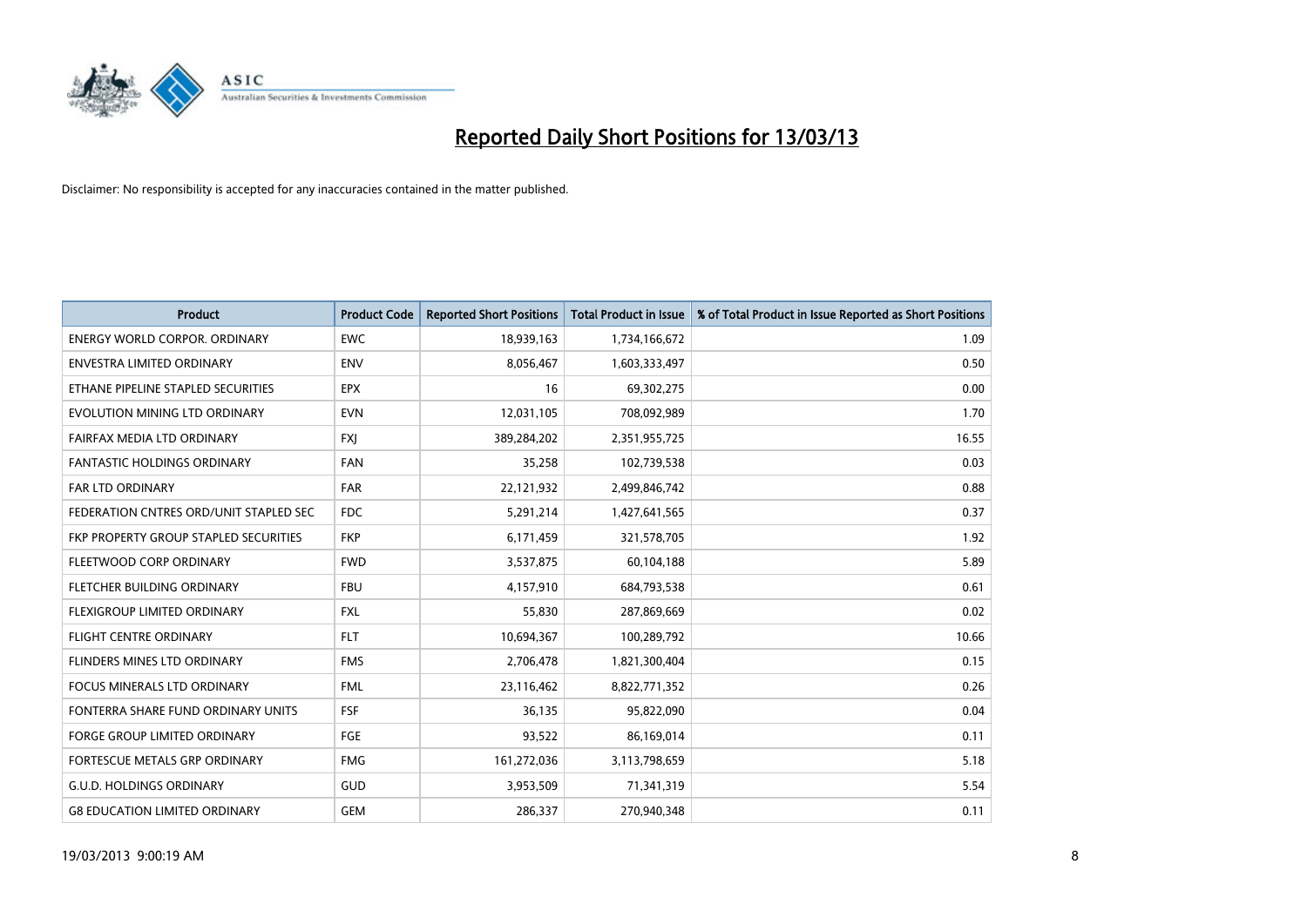# Reported Daily Short Positions for 13/03/13

Disclaimer: No responsibility is accepted for any inaccuracies contained in the matter published.

| Product | Product Code | Reported Short Positions | Total Product in Issue | % of Total Product in Issue Reported as Short Positions |
| --- | --- | --- | --- | --- |
| ENERGY WORLD CORPOR. ORDINARY | EWC | 18,939,163 | 1,734,166,672 | 1.09 |
| ENVESTRA LIMITED ORDINARY | ENV | 8,056,467 | 1,603,333,497 | 0.50 |
| ETHANE PIPELINE STAPLED SECURITIES | EPX | 16 | 69,302,275 | 0.00 |
| EVOLUTION MINING LTD ORDINARY | EVN | 12,031,105 | 708,092,989 | 1.70 |
| FAIRFAX MEDIA LTD ORDINARY | FXJ | 389,284,202 | 2,351,955,725 | 16.55 |
| FANTASTIC HOLDINGS ORDINARY | FAN | 35,258 | 102,739,538 | 0.03 |
| FAR LTD ORDINARY | FAR | 22,121,932 | 2,499,846,742 | 0.88 |
| FEDERATION CNTRES ORD/UNIT STAPLED SEC | FDC | 5,291,214 | 1,427,641,565 | 0.37 |
| FKP PROPERTY GROUP STAPLED SECURITIES | FKP | 6,171,459 | 321,578,705 | 1.92 |
| FLEETWOOD CORP ORDINARY | FWD | 3,537,875 | 60,104,188 | 5.89 |
| FLETCHER BUILDING ORDINARY | FBU | 4,157,910 | 684,793,538 | 0.61 |
| FLEXIGROUP LIMITED ORDINARY | FXL | 55,830 | 287,869,669 | 0.02 |
| FLIGHT CENTRE ORDINARY | FLT | 10,694,367 | 100,289,792 | 10.66 |
| FLINDERS MINES LTD ORDINARY | FMS | 2,706,478 | 1,821,300,404 | 0.15 |
| FOCUS MINERALS LTD ORDINARY | FML | 23,116,462 | 8,822,771,352 | 0.26 |
| FONTERRA SHARE FUND ORDINARY UNITS | FSF | 36,135 | 95,822,090 | 0.04 |
| FORGE GROUP LIMITED ORDINARY | FGE | 93,522 | 86,169,014 | 0.11 |
| FORTESCUE METALS GRP ORDINARY | FMG | 161,272,036 | 3,113,798,659 | 5.18 |
| G.U.D. HOLDINGS ORDINARY | GUD | 3,953,509 | 71,341,319 | 5.54 |
| G8 EDUCATION LIMITED ORDINARY | GEM | 286,337 | 270,940,348 | 0.11 |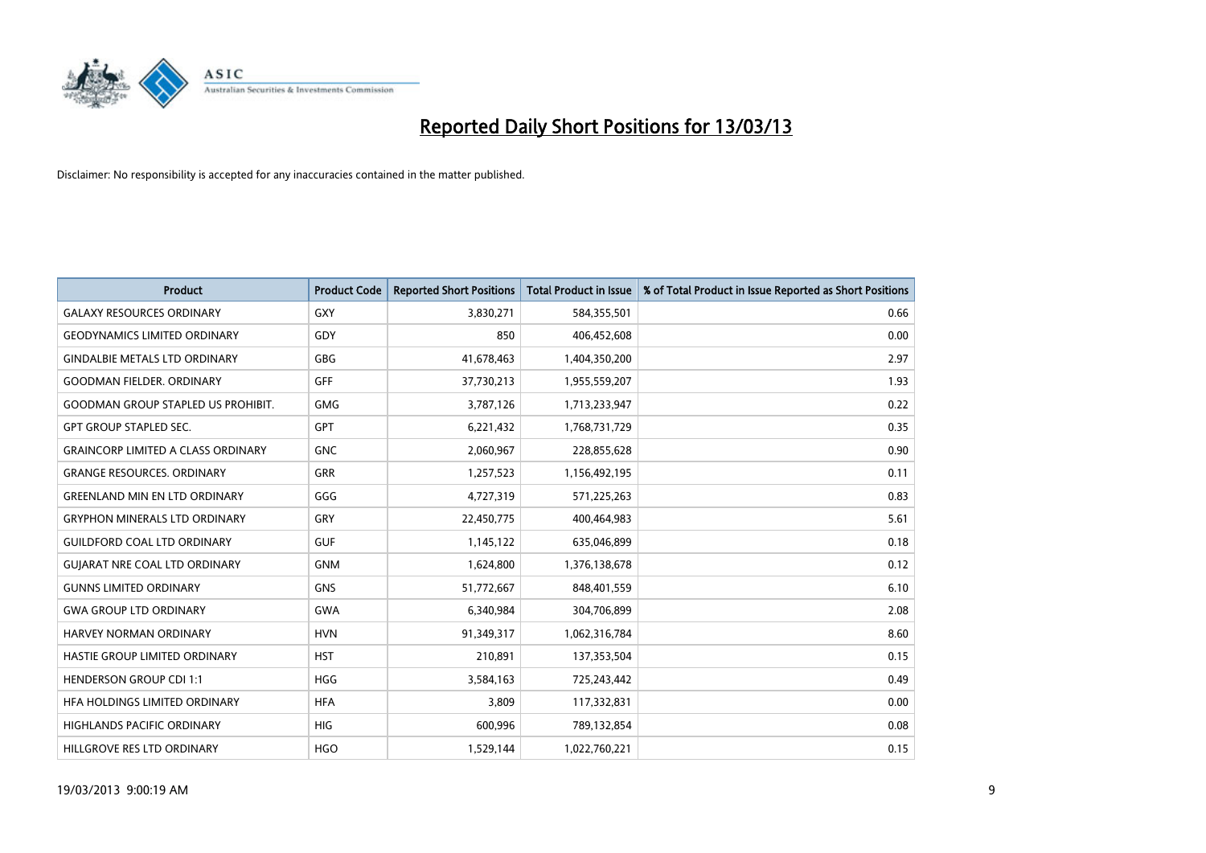# Reported Daily Short Positions for 13/03/13

Disclaimer: No responsibility is accepted for any inaccuracies contained in the matter published.

| Product | Product Code | Reported Short Positions | Total Product in Issue | % of Total Product in Issue Reported as Short Positions |
|---|---|---|---|---|
| GALAXY RESOURCES ORDINARY | GXY | 3,830,271 | 584,355,501 | 0.66 |
| GEODYNAMICS LIMITED ORDINARY | GDY | 850 | 406,452,608 | 0.00 |
| GINDALBIE METALS LTD ORDINARY | GBG | 41,678,463 | 1,404,350,200 | 2.97 |
| GOODMAN FIELDER. ORDINARY | GFF | 37,730,213 | 1,955,559,207 | 1.93 |
| GOODMAN GROUP STAPLED US PROHIBIT. | GMG | 3,787,126 | 1,713,233,947 | 0.22 |
| GPT GROUP STAPLED SEC. | GPT | 6,221,432 | 1,768,731,729 | 0.35 |
| GRAINCORP LIMITED A CLASS ORDINARY | GNC | 2,060,967 | 228,855,628 | 0.90 |
| GRANGE RESOURCES. ORDINARY | GRR | 1,257,523 | 1,156,492,195 | 0.11 |
| GREENLAND MIN EN LTD ORDINARY | GGG | 4,727,319 | 571,225,263 | 0.83 |
| GRYPHON MINERALS LTD ORDINARY | GRY | 22,450,775 | 400,464,983 | 5.61 |
| GUILDFORD COAL LTD ORDINARY | GUF | 1,145,122 | 635,046,899 | 0.18 |
| GUJARAT NRE COAL LTD ORDINARY | GNM | 1,624,800 | 1,376,138,678 | 0.12 |
| GUNNS LIMITED ORDINARY | GNS | 51,772,667 | 848,401,559 | 6.10 |
| GWA GROUP LTD ORDINARY | GWA | 6,340,984 | 304,706,899 | 2.08 |
| HARVEY NORMAN ORDINARY | HVN | 91,349,317 | 1,062,316,784 | 8.60 |
| HASTIE GROUP LIMITED ORDINARY | HST | 210,891 | 137,353,504 | 0.15 |
| HENDERSON GROUP CDI 1:1 | HGG | 3,584,163 | 725,243,442 | 0.49 |
| HFA HOLDINGS LIMITED ORDINARY | HFA | 3,809 | 117,332,831 | 0.00 |
| HIGHLANDS PACIFIC ORDINARY | HIG | 600,996 | 789,132,854 | 0.08 |
| HILLGROVE RES LTD ORDINARY | HGO | 1,529,144 | 1,022,760,221 | 0.15 |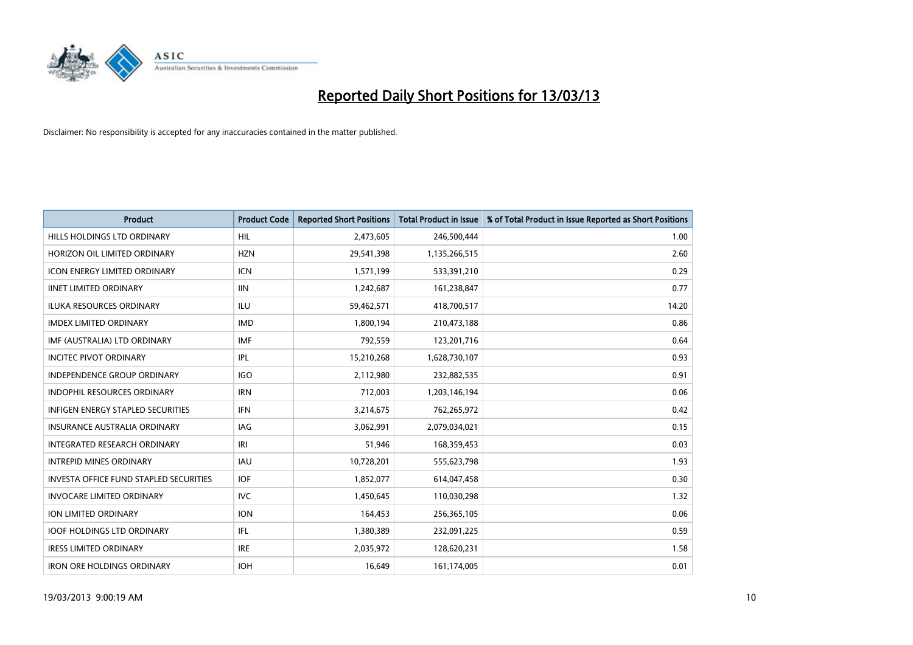# Reported Daily Short Positions for 13/03/13

Disclaimer: No responsibility is accepted for any inaccuracies contained in the matter published.

| Product | Product Code | Reported Short Positions | Total Product in Issue | % of Total Product in Issue Reported as Short Positions |
|---|---|---|---|---|
| HILLS HOLDINGS LTD ORDINARY | HIL | 2,473,605 | 246,500,444 | 1.00 |
| HORIZON OIL LIMITED ORDINARY | HZN | 29,541,398 | 1,135,266,515 | 2.60 |
| ICON ENERGY LIMITED ORDINARY | ICN | 1,571,199 | 533,391,210 | 0.29 |
| IINET LIMITED ORDINARY | IIN | 1,242,687 | 161,238,847 | 0.77 |
| ILUKA RESOURCES ORDINARY | ILU | 59,462,571 | 418,700,517 | 14.20 |
| IMDEX LIMITED ORDINARY | IMD | 1,800,194 | 210,473,188 | 0.86 |
| IMF (AUSTRALIA) LTD ORDINARY | IMF | 792,559 | 123,201,716 | 0.64 |
| INCITEC PIVOT ORDINARY | IPL | 15,210,268 | 1,628,730,107 | 0.93 |
| INDEPENDENCE GROUP ORDINARY | IGO | 2,112,980 | 232,882,535 | 0.91 |
| INDOPHIL RESOURCES ORDINARY | IRN | 712,003 | 1,203,146,194 | 0.06 |
| INFIGEN ENERGY STAPLED SECURITIES | IFN | 3,214,675 | 762,265,972 | 0.42 |
| INSURANCE AUSTRALIA ORDINARY | IAG | 3,062,991 | 2,079,034,021 | 0.15 |
| INTEGRATED RESEARCH ORDINARY | IRI | 51,946 | 168,359,453 | 0.03 |
| INTREPID MINES ORDINARY | IAU | 10,728,201 | 555,623,798 | 1.93 |
| INVESTA OFFICE FUND STAPLED SECURITIES | IOF | 1,852,077 | 614,047,458 | 0.30 |
| INVOCARE LIMITED ORDINARY | IVC | 1,450,645 | 110,030,298 | 1.32 |
| ION LIMITED ORDINARY | ION | 164,453 | 256,365,105 | 0.06 |
| IOOF HOLDINGS LTD ORDINARY | IFL | 1,380,389 | 232,091,225 | 0.59 |
| IRESS LIMITED ORDINARY | IRE | 2,035,972 | 128,620,231 | 1.58 |
| IRON ORE HOLDINGS ORDINARY | IOH | 16,649 | 161,174,005 | 0.01 |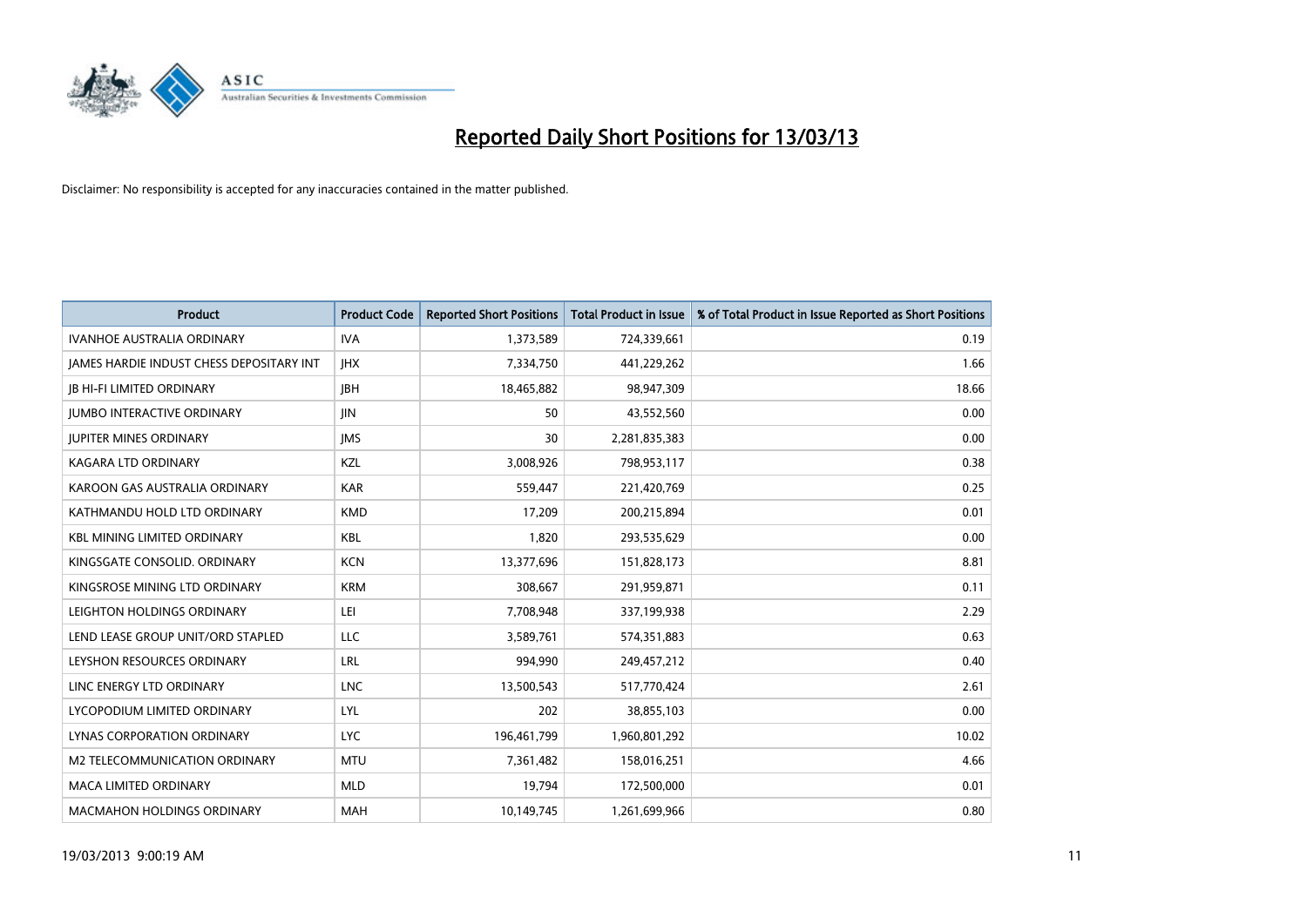# Reported Daily Short Positions for 13/03/13

Disclaimer: No responsibility is accepted for any inaccuracies contained in the matter published.

| Product | Product Code | Reported Short Positions | Total Product in Issue | % of Total Product in Issue Reported as Short Positions |
|---|---|---|---|---|
| IVANHOE AUSTRALIA ORDINARY | IVA | 1,373,589 | 724,339,661 | 0.19 |
| JAMES HARDIE INDUST CHESS DEPOSITARY INT | JHX | 7,334,750 | 441,229,262 | 1.66 |
| JB HI-FI LIMITED ORDINARY | JBH | 18,465,882 | 98,947,309 | 18.66 |
| JUMBO INTERACTIVE ORDINARY | JIN | 50 | 43,552,560 | 0.00 |
| JUPITER MINES ORDINARY | JMS | 30 | 2,281,835,383 | 0.00 |
| KAGARA LTD ORDINARY | KZL | 3,008,926 | 798,953,117 | 0.38 |
| KAROON GAS AUSTRALIA ORDINARY | KAR | 559,447 | 221,420,769 | 0.25 |
| KATHMANDU HOLD LTD ORDINARY | KMD | 17,209 | 200,215,894 | 0.01 |
| KBL MINING LIMITED ORDINARY | KBL | 1,820 | 293,535,629 | 0.00 |
| KINGSGATE CONSOLID. ORDINARY | KCN | 13,377,696 | 151,828,173 | 8.81 |
| KINGSROSE MINING LTD ORDINARY | KRM | 308,667 | 291,959,871 | 0.11 |
| LEIGHTON HOLDINGS ORDINARY | LEI | 7,708,948 | 337,199,938 | 2.29 |
| LEND LEASE GROUP UNIT/ORD STAPLED | LLC | 3,589,761 | 574,351,883 | 0.63 |
| LEYSHON RESOURCES ORDINARY | LRL | 994,990 | 249,457,212 | 0.40 |
| LINC ENERGY LTD ORDINARY | LNC | 13,500,543 | 517,770,424 | 2.61 |
| LYCOPODIUM LIMITED ORDINARY | LYL | 202 | 38,855,103 | 0.00 |
| LYNAS CORPORATION ORDINARY | LYC | 196,461,799 | 1,960,801,292 | 10.02 |
| M2 TELECOMMUNICATION ORDINARY | MTU | 7,361,482 | 158,016,251 | 4.66 |
| MACA LIMITED ORDINARY | MLD | 19,794 | 172,500,000 | 0.01 |
| MACMAHON HOLDINGS ORDINARY | MAH | 10,149,745 | 1,261,699,966 | 0.80 |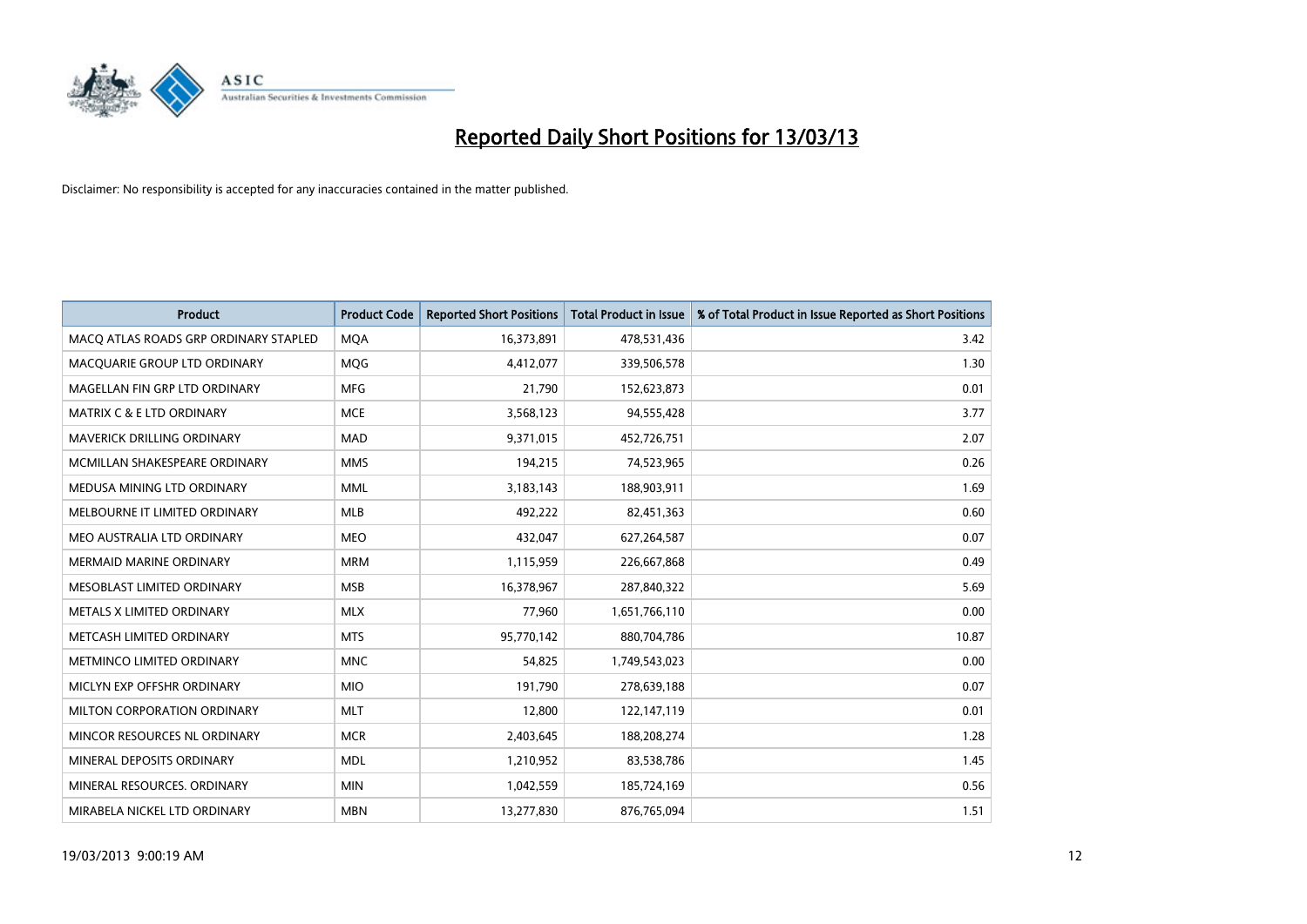# Reported Daily Short Positions for 13/03/13

Disclaimer: No responsibility is accepted for any inaccuracies contained in the matter published.

| Product | Product Code | Reported Short Positions | Total Product in Issue | % of Total Product in Issue Reported as Short Positions |
|---|---|---|---|---|
| MACQ ATLAS ROADS GRP ORDINARY STAPLED | MQA | 16,373,891 | 478,531,436 | 3.42 |
| MACQUARIE GROUP LTD ORDINARY | MQG | 4,412,077 | 339,506,578 | 1.30 |
| MAGELLAN FIN GRP LTD ORDINARY | MFG | 21,790 | 152,623,873 | 0.01 |
| MATRIX C & E LTD ORDINARY | MCE | 3,568,123 | 94,555,428 | 3.77 |
| MAVERICK DRILLING ORDINARY | MAD | 9,371,015 | 452,726,751 | 2.07 |
| MCMILLAN SHAKESPEARE ORDINARY | MMS | 194,215 | 74,523,965 | 0.26 |
| MEDUSA MINING LTD ORDINARY | MML | 3,183,143 | 188,903,911 | 1.69 |
| MELBOURNE IT LIMITED ORDINARY | MLB | 492,222 | 82,451,363 | 0.60 |
| MEO AUSTRALIA LTD ORDINARY | MEO | 432,047 | 627,264,587 | 0.07 |
| MERMAID MARINE ORDINARY | MRM | 1,115,959 | 226,667,868 | 0.49 |
| MESOBLAST LIMITED ORDINARY | MSB | 16,378,967 | 287,840,322 | 5.69 |
| METALS X LIMITED ORDINARY | MLX | 77,960 | 1,651,766,110 | 0.00 |
| METCASH LIMITED ORDINARY | MTS | 95,770,142 | 880,704,786 | 10.87 |
| METMINCO LIMITED ORDINARY | MNC | 54,825 | 1,749,543,023 | 0.00 |
| MICLYN EXP OFFSHR ORDINARY | MIO | 191,790 | 278,639,188 | 0.07 |
| MILTON CORPORATION ORDINARY | MLT | 12,800 | 122,147,119 | 0.01 |
| MINCOR RESOURCES NL ORDINARY | MCR | 2,403,645 | 188,208,274 | 1.28 |
| MINERAL DEPOSITS ORDINARY | MDL | 1,210,952 | 83,538,786 | 1.45 |
| MINERAL RESOURCES. ORDINARY | MIN | 1,042,559 | 185,724,169 | 0.56 |
| MIRABELA NICKEL LTD ORDINARY | MBN | 13,277,830 | 876,765,094 | 1.51 |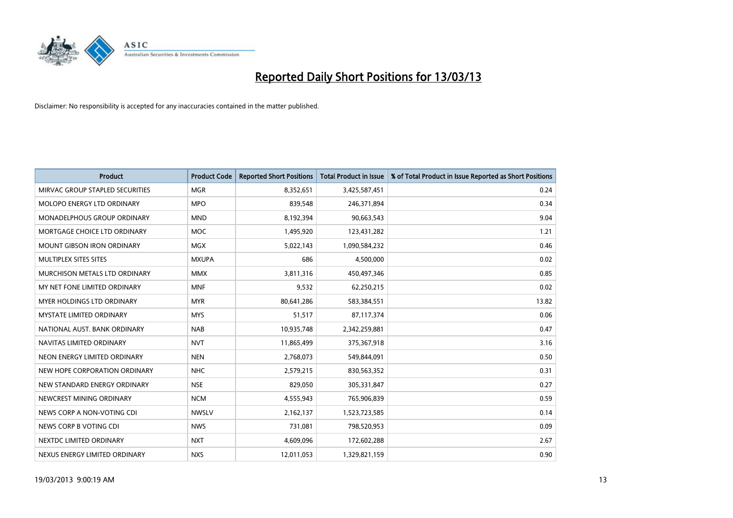# Reported Daily Short Positions for 13/03/13

Disclaimer: No responsibility is accepted for any inaccuracies contained in the matter published.

| Product | Product Code | Reported Short Positions | Total Product in Issue | % of Total Product in Issue Reported as Short Positions |
|---|---|---|---|---|
| MIRVAC GROUP STAPLED SECURITIES | MGR | 8,352,651 | 3,425,587,451 | 0.24 |
| MOLOPO ENERGY LTD ORDINARY | MPO | 839,548 | 246,371,894 | 0.34 |
| MONADELPHOUS GROUP ORDINARY | MND | 8,192,394 | 90,663,543 | 9.04 |
| MORTGAGE CHOICE LTD ORDINARY | MOC | 1,495,920 | 123,431,282 | 1.21 |
| MOUNT GIBSON IRON ORDINARY | MGX | 5,022,143 | 1,090,584,232 | 0.46 |
| MULTIPLEX SITES SITES | MXUPA | 686 | 4,500,000 | 0.02 |
| MURCHISON METALS LTD ORDINARY | MMX | 3,811,316 | 450,497,346 | 0.85 |
| MY NET FONE LIMITED ORDINARY | MNF | 9,532 | 62,250,215 | 0.02 |
| MYER HOLDINGS LTD ORDINARY | MYR | 80,641,286 | 583,384,551 | 13.82 |
| MYSTATE LIMITED ORDINARY | MYS | 51,517 | 87,117,374 | 0.06 |
| NATIONAL AUST. BANK ORDINARY | NAB | 10,935,748 | 2,342,259,881 | 0.47 |
| NAVITAS LIMITED ORDINARY | NVT | 11,865,499 | 375,367,918 | 3.16 |
| NEON ENERGY LIMITED ORDINARY | NEN | 2,768,073 | 549,844,091 | 0.50 |
| NEW HOPE CORPORATION ORDINARY | NHC | 2,579,215 | 830,563,352 | 0.31 |
| NEW STANDARD ENERGY ORDINARY | NSE | 829,050 | 305,331,847 | 0.27 |
| NEWCREST MINING ORDINARY | NCM | 4,555,943 | 765,906,839 | 0.59 |
| NEWS CORP A NON-VOTING CDI | NWSLV | 2,162,137 | 1,523,723,585 | 0.14 |
| NEWS CORP B VOTING CDI | NWS | 731,081 | 798,520,953 | 0.09 |
| NEXTDC LIMITED ORDINARY | NXT | 4,609,096 | 172,602,288 | 2.67 |
| NEXUS ENERGY LIMITED ORDINARY | NXS | 12,011,053 | 1,329,821,159 | 0.90 |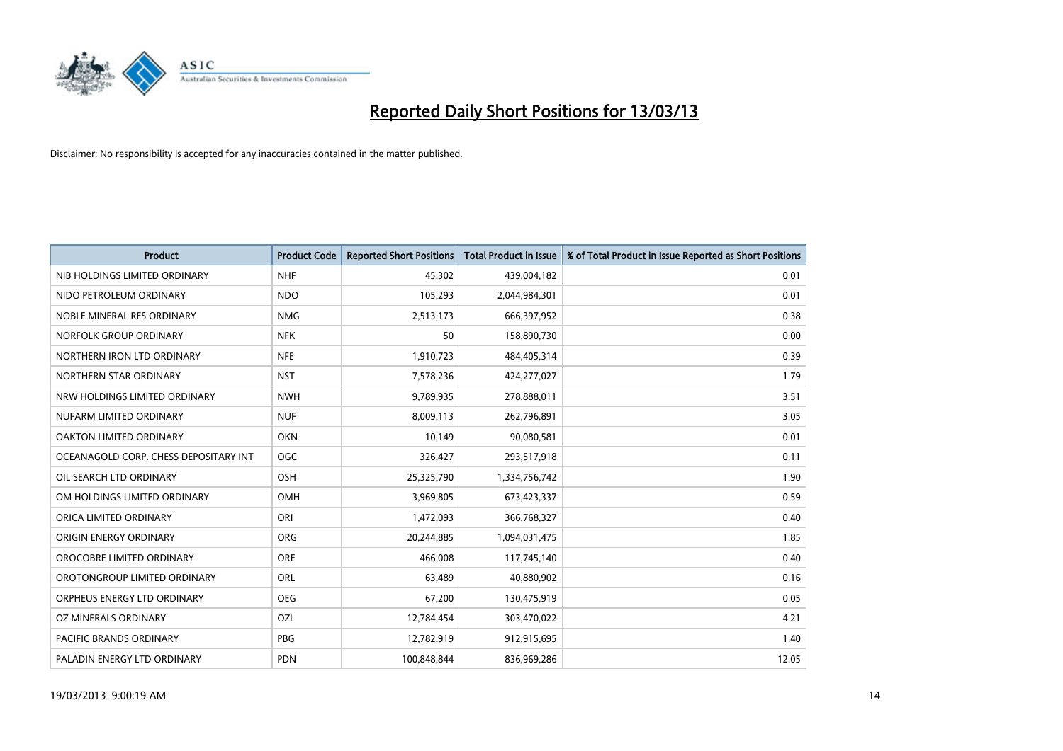# Reported Daily Short Positions for 13/03/13

Disclaimer: No responsibility is accepted for any inaccuracies contained in the matter published.

| Product | Product Code | Reported Short Positions | Total Product in Issue | % of Total Product in Issue Reported as Short Positions |
|---|---|---|---|---|
| NIB HOLDINGS LIMITED ORDINARY | NHF | 45,302 | 439,004,182 | 0.01 |
| NIDO PETROLEUM ORDINARY | NDO | 105,293 | 2,044,984,301 | 0.01 |
| NOBLE MINERAL RES ORDINARY | NMG | 2,513,173 | 666,397,952 | 0.38 |
| NORFOLK GROUP ORDINARY | NFK | 50 | 158,890,730 | 0.00 |
| NORTHERN IRON LTD ORDINARY | NFE | 1,910,723 | 484,405,314 | 0.39 |
| NORTHERN STAR ORDINARY | NST | 7,578,236 | 424,277,027 | 1.79 |
| NRW HOLDINGS LIMITED ORDINARY | NWH | 9,789,935 | 278,888,011 | 3.51 |
| NUFARM LIMITED ORDINARY | NUF | 8,009,113 | 262,796,891 | 3.05 |
| OAKTON LIMITED ORDINARY | OKN | 10,149 | 90,080,581 | 0.01 |
| OCEANAGOLD CORP. CHESS DEPOSITARY INT | OGC | 326,427 | 293,517,918 | 0.11 |
| OIL SEARCH LTD ORDINARY | OSH | 25,325,790 | 1,334,756,742 | 1.90 |
| OM HOLDINGS LIMITED ORDINARY | OMH | 3,969,805 | 673,423,337 | 0.59 |
| ORICA LIMITED ORDINARY | ORI | 1,472,093 | 366,768,327 | 0.40 |
| ORIGIN ENERGY ORDINARY | ORG | 20,244,885 | 1,094,031,475 | 1.85 |
| OROCOBRE LIMITED ORDINARY | ORE | 466,008 | 117,745,140 | 0.40 |
| OROTONGROUP LIMITED ORDINARY | ORL | 63,489 | 40,880,902 | 0.16 |
| ORPHEUS ENERGY LTD ORDINARY | OEG | 67,200 | 130,475,919 | 0.05 |
| OZ MINERALS ORDINARY | OZL | 12,784,454 | 303,470,022 | 4.21 |
| PACIFIC BRANDS ORDINARY | PBG | 12,782,919 | 912,915,695 | 1.40 |
| PALADIN ENERGY LTD ORDINARY | PDN | 100,848,844 | 836,969,286 | 12.05 |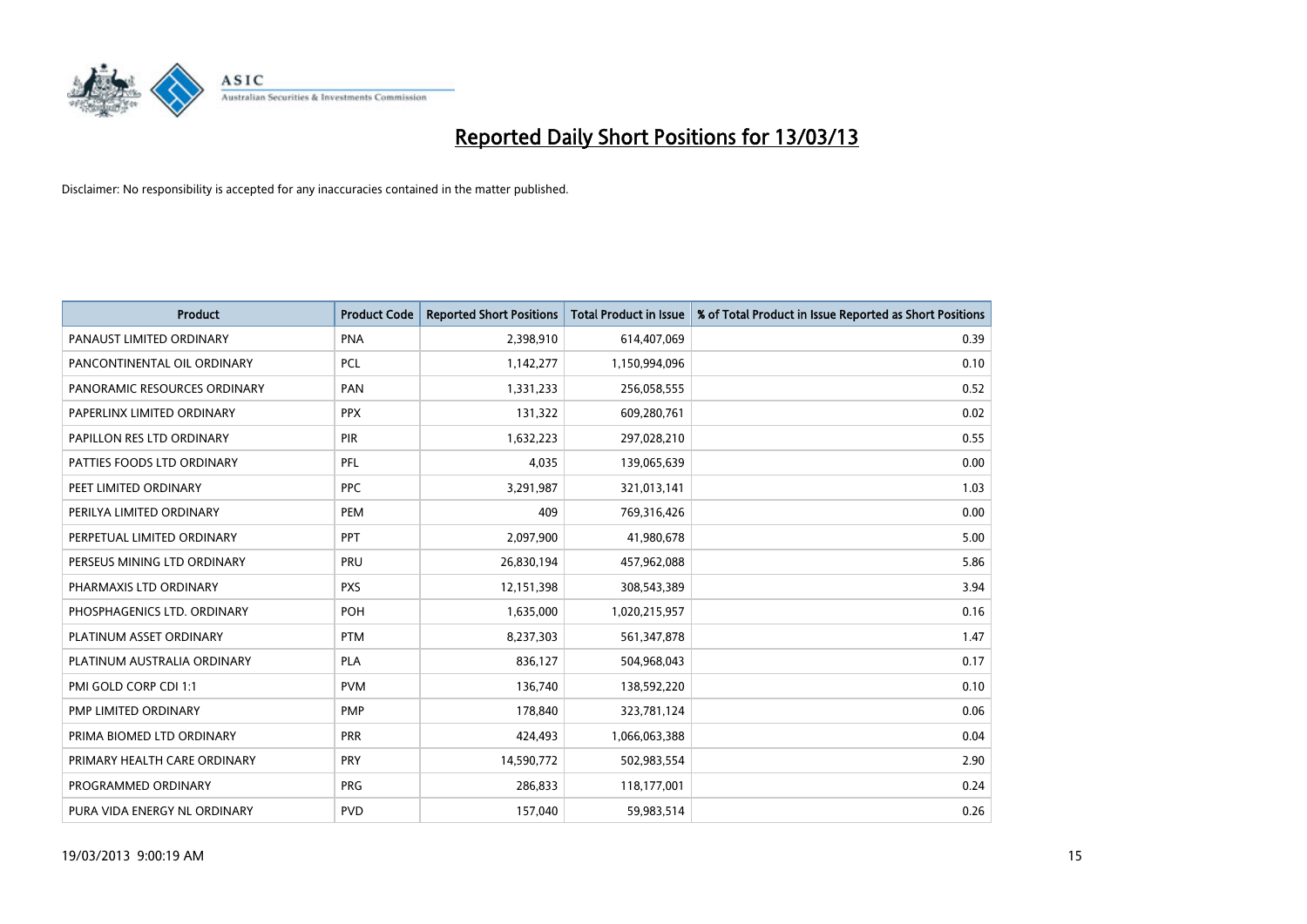# Reported Daily Short Positions for 13/03/13

Disclaimer: No responsibility is accepted for any inaccuracies contained in the matter published.

| Product | Product Code | Reported Short Positions | Total Product in Issue | % of Total Product in Issue Reported as Short Positions |
|---|---|---|---|---|
| PANAUST LIMITED ORDINARY | PNA | 2,398,910 | 614,407,069 | 0.39 |
| PANCONTINENTAL OIL ORDINARY | PCL | 1,142,277 | 1,150,994,096 | 0.10 |
| PANORAMIC RESOURCES ORDINARY | PAN | 1,331,233 | 256,058,555 | 0.52 |
| PAPERLINX LIMITED ORDINARY | PPX | 131,322 | 609,280,761 | 0.02 |
| PAPILLON RES LTD ORDINARY | PIR | 1,632,223 | 297,028,210 | 0.55 |
| PATTIES FOODS LTD ORDINARY | PFL | 4,035 | 139,065,639 | 0.00 |
| PEET LIMITED ORDINARY | PPC | 3,291,987 | 321,013,141 | 1.03 |
| PERILYA LIMITED ORDINARY | PEM | 409 | 769,316,426 | 0.00 |
| PERPETUAL LIMITED ORDINARY | PPT | 2,097,900 | 41,980,678 | 5.00 |
| PERSEUS MINING LTD ORDINARY | PRU | 26,830,194 | 457,962,088 | 5.86 |
| PHARMAXIS LTD ORDINARY | PXS | 12,151,398 | 308,543,389 | 3.94 |
| PHOSPHAGENICS LTD. ORDINARY | POH | 1,635,000 | 1,020,215,957 | 0.16 |
| PLATINUM ASSET ORDINARY | PTM | 8,237,303 | 561,347,878 | 1.47 |
| PLATINUM AUSTRALIA ORDINARY | PLA | 836,127 | 504,968,043 | 0.17 |
| PMI GOLD CORP CDI 1:1 | PVM | 136,740 | 138,592,220 | 0.10 |
| PMP LIMITED ORDINARY | PMP | 178,840 | 323,781,124 | 0.06 |
| PRIMA BIOMED LTD ORDINARY | PRR | 424,493 | 1,066,063,388 | 0.04 |
| PRIMARY HEALTH CARE ORDINARY | PRY | 14,590,772 | 502,983,554 | 2.90 |
| PROGRAMMED ORDINARY | PRG | 286,833 | 118,177,001 | 0.24 |
| PURA VIDA ENERGY NL ORDINARY | PVD | 157,040 | 59,983,514 | 0.26 |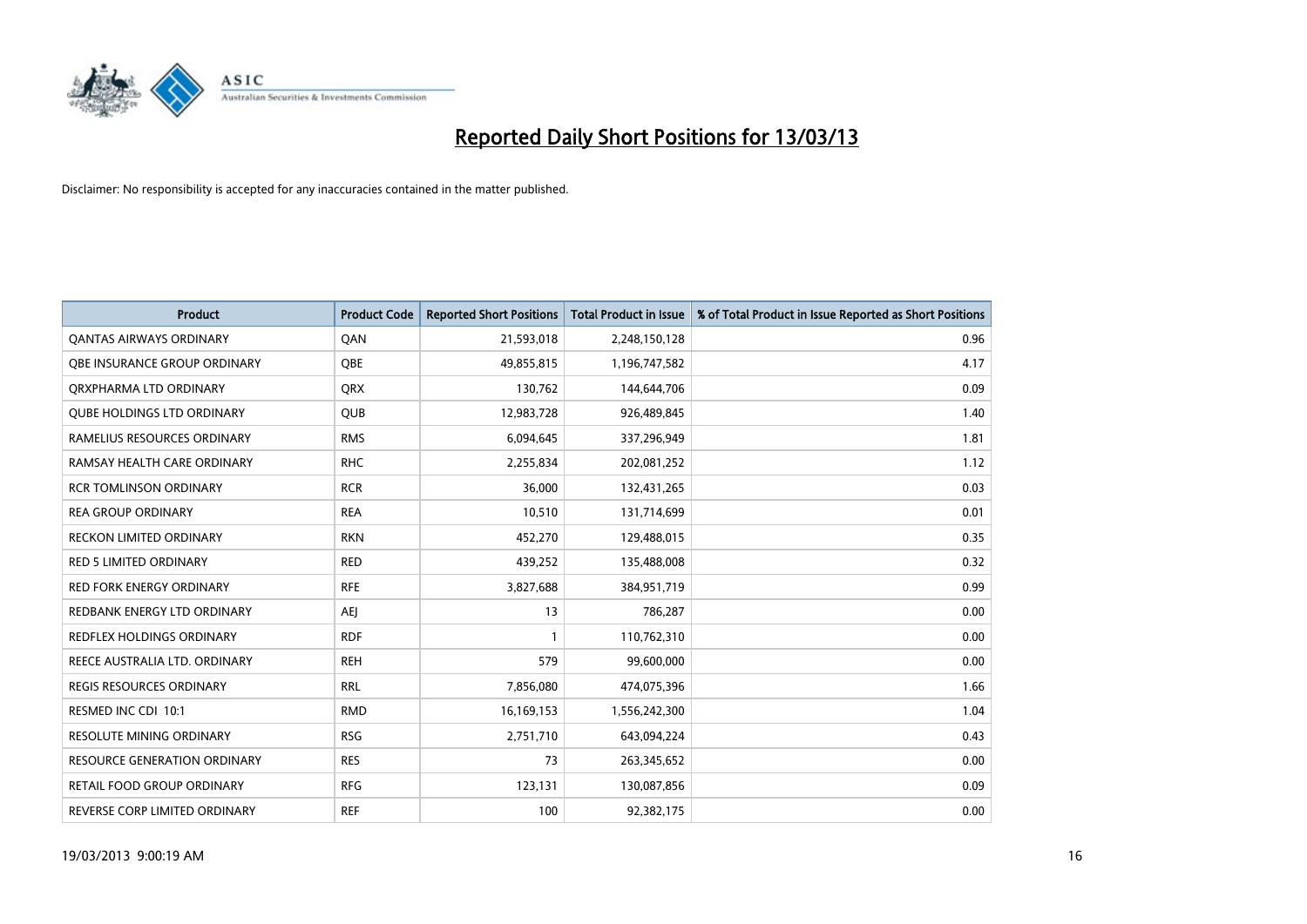# Reported Daily Short Positions for 13/03/13

Disclaimer: No responsibility is accepted for any inaccuracies contained in the matter published.

| Product | Product Code | Reported Short Positions | Total Product in Issue | % of Total Product in Issue Reported as Short Positions |
|---|---|---|---|---|
| QANTAS AIRWAYS ORDINARY | QAN | 21,593,018 | 2,248,150,128 | 0.96 |
| QBE INSURANCE GROUP ORDINARY | QBE | 49,855,815 | 1,196,747,582 | 4.17 |
| QRXPHARMA LTD ORDINARY | QRX | 130,762 | 144,644,706 | 0.09 |
| QUBE HOLDINGS LTD ORDINARY | QUB | 12,983,728 | 926,489,845 | 1.40 |
| RAMELIUS RESOURCES ORDINARY | RMS | 6,094,645 | 337,296,949 | 1.81 |
| RAMSAY HEALTH CARE ORDINARY | RHC | 2,255,834 | 202,081,252 | 1.12 |
| RCR TOMLINSON ORDINARY | RCR | 36,000 | 132,431,265 | 0.03 |
| REA GROUP ORDINARY | REA | 10,510 | 131,714,699 | 0.01 |
| RECKON LIMITED ORDINARY | RKN | 452,270 | 129,488,015 | 0.35 |
| RED 5 LIMITED ORDINARY | RED | 439,252 | 135,488,008 | 0.32 |
| RED FORK ENERGY ORDINARY | RFE | 3,827,688 | 384,951,719 | 0.99 |
| REDBANK ENERGY LTD ORDINARY | AEJ | 13 | 786,287 | 0.00 |
| REDFLEX HOLDINGS ORDINARY | RDF | 1 | 110,762,310 | 0.00 |
| REECE AUSTRALIA LTD. ORDINARY | REH | 579 | 99,600,000 | 0.00 |
| REGIS RESOURCES ORDINARY | RRL | 7,856,080 | 474,075,396 | 1.66 |
| RESMED INC CDI 10:1 | RMD | 16,169,153 | 1,556,242,300 | 1.04 |
| RESOLUTE MINING ORDINARY | RSG | 2,751,710 | 643,094,224 | 0.43 |
| RESOURCE GENERATION ORDINARY | RES | 73 | 263,345,652 | 0.00 |
| RETAIL FOOD GROUP ORDINARY | RFG | 123,131 | 130,087,856 | 0.09 |
| REVERSE CORP LIMITED ORDINARY | REF | 100 | 92,382,175 | 0.00 |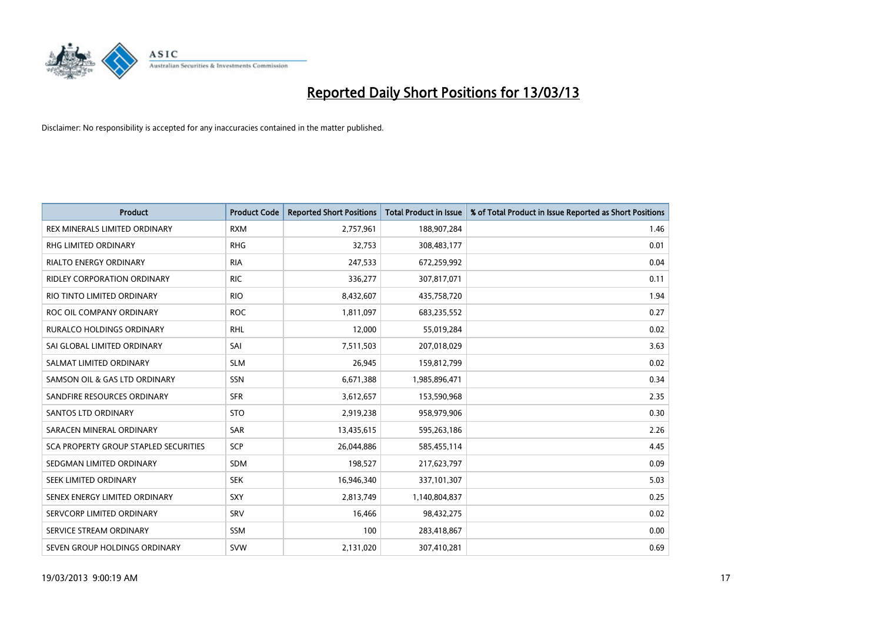# Reported Daily Short Positions for 13/03/13

Disclaimer: No responsibility is accepted for any inaccuracies contained in the matter published.

| Product | Product Code | Reported Short Positions | Total Product in Issue | % of Total Product in Issue Reported as Short Positions |
|---|---|---|---|---|
| REX MINERALS LIMITED ORDINARY | RXM | 2,757,961 | 188,907,284 | 1.46 |
| RHG LIMITED ORDINARY | RHG | 32,753 | 308,483,177 | 0.01 |
| RIALTO ENERGY ORDINARY | RIA | 247,533 | 672,259,992 | 0.04 |
| RIDLEY CORPORATION ORDINARY | RIC | 336,277 | 307,817,071 | 0.11 |
| RIO TINTO LIMITED ORDINARY | RIO | 8,432,607 | 435,758,720 | 1.94 |
| ROC OIL COMPANY ORDINARY | ROC | 1,811,097 | 683,235,552 | 0.27 |
| RURALCO HOLDINGS ORDINARY | RHL | 12,000 | 55,019,284 | 0.02 |
| SAI GLOBAL LIMITED ORDINARY | SAI | 7,511,503 | 207,018,029 | 3.63 |
| SALMAT LIMITED ORDINARY | SLM | 26,945 | 159,812,799 | 0.02 |
| SAMSON OIL & GAS LTD ORDINARY | SSN | 6,671,388 | 1,985,896,471 | 0.34 |
| SANDFIRE RESOURCES ORDINARY | SFR | 3,612,657 | 153,590,968 | 2.35 |
| SANTOS LTD ORDINARY | STO | 2,919,238 | 958,979,906 | 0.30 |
| SARACEN MINERAL ORDINARY | SAR | 13,435,615 | 595,263,186 | 2.26 |
| SCA PROPERTY GROUP STAPLED SECURITIES | SCP | 26,044,886 | 585,455,114 | 4.45 |
| SEDGMAN LIMITED ORDINARY | SDM | 198,527 | 217,623,797 | 0.09 |
| SEEK LIMITED ORDINARY | SEK | 16,946,340 | 337,101,307 | 5.03 |
| SENEX ENERGY LIMITED ORDINARY | SXY | 2,813,749 | 1,140,804,837 | 0.25 |
| SERVCORP LIMITED ORDINARY | SRV | 16,466 | 98,432,275 | 0.02 |
| SERVICE STREAM ORDINARY | SSM | 100 | 283,418,867 | 0.00 |
| SEVEN GROUP HOLDINGS ORDINARY | SVW | 2,131,020 | 307,410,281 | 0.69 |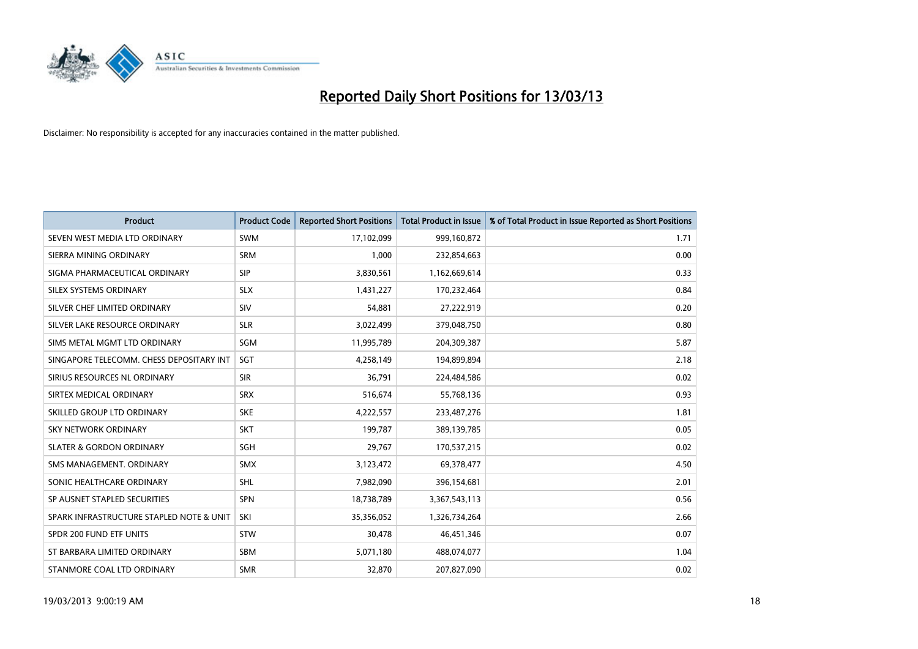# Reported Daily Short Positions for 13/03/13

Disclaimer: No responsibility is accepted for any inaccuracies contained in the matter published.

| Product | Product Code | Reported Short Positions | Total Product in Issue | % of Total Product in Issue Reported as Short Positions |
|---|---|---|---|---|
| SEVEN WEST MEDIA LTD ORDINARY | SWM | 17,102,099 | 999,160,872 | 1.71 |
| SIERRA MINING ORDINARY | SRM | 1,000 | 232,854,663 | 0.00 |
| SIGMA PHARMACEUTICAL ORDINARY | SIP | 3,830,561 | 1,162,669,614 | 0.33 |
| SILEX SYSTEMS ORDINARY | SLX | 1,431,227 | 170,232,464 | 0.84 |
| SILVER CHEF LIMITED ORDINARY | SIV | 54,881 | 27,222,919 | 0.20 |
| SILVER LAKE RESOURCE ORDINARY | SLR | 3,022,499 | 379,048,750 | 0.80 |
| SIMS METAL MGMT LTD ORDINARY | SGM | 11,995,789 | 204,309,387 | 5.87 |
| SINGAPORE TELECOMM. CHESS DEPOSITARY INT | SGT | 4,258,149 | 194,899,894 | 2.18 |
| SIRIUS RESOURCES NL ORDINARY | SIR | 36,791 | 224,484,586 | 0.02 |
| SIRTEX MEDICAL ORDINARY | SRX | 516,674 | 55,768,136 | 0.93 |
| SKILLED GROUP LTD ORDINARY | SKE | 4,222,557 | 233,487,276 | 1.81 |
| SKY NETWORK ORDINARY | SKT | 199,787 | 389,139,785 | 0.05 |
| SLATER & GORDON ORDINARY | SGH | 29,767 | 170,537,215 | 0.02 |
| SMS MANAGEMENT. ORDINARY | SMX | 3,123,472 | 69,378,477 | 4.50 |
| SONIC HEALTHCARE ORDINARY | SHL | 7,982,090 | 396,154,681 | 2.01 |
| SP AUSNET STAPLED SECURITIES | SPN | 18,738,789 | 3,367,543,113 | 0.56 |
| SPARK INFRASTRUCTURE STAPLED NOTE & UNIT | SKI | 35,356,052 | 1,326,734,264 | 2.66 |
| SPDR 200 FUND ETF UNITS | STW | 30,478 | 46,451,346 | 0.07 |
| ST BARBARA LIMITED ORDINARY | SBM | 5,071,180 | 488,074,077 | 1.04 |
| STANMORE COAL LTD ORDINARY | SMR | 32,870 | 207,827,090 | 0.02 |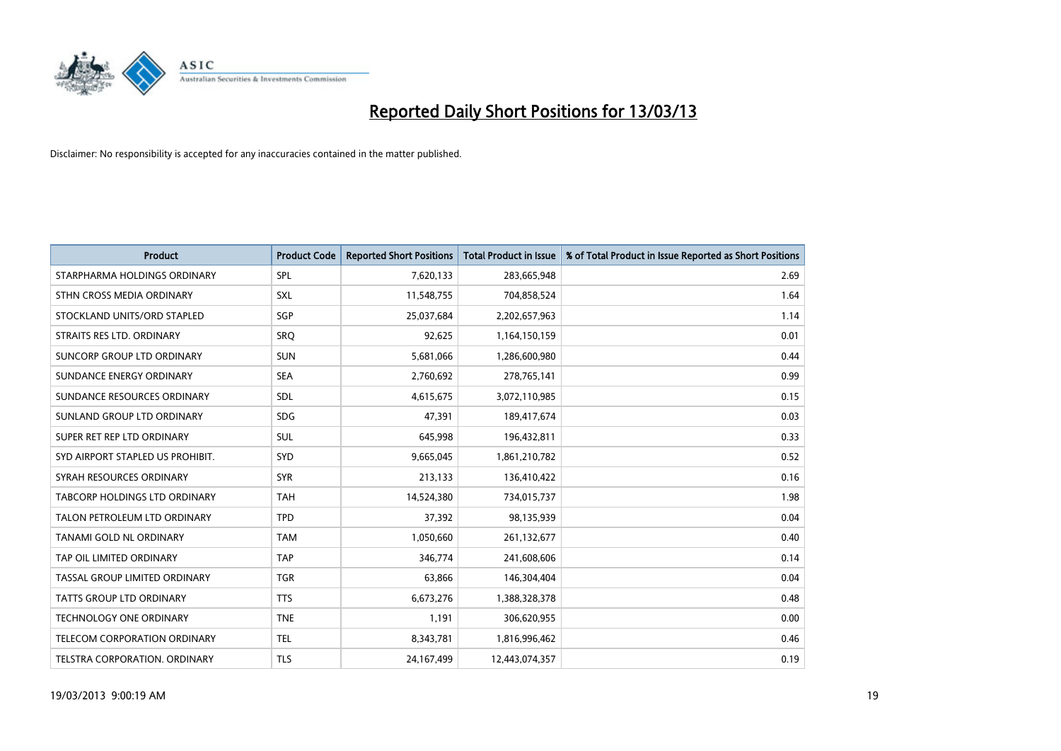# Reported Daily Short Positions for 13/03/13

Disclaimer: No responsibility is accepted for any inaccuracies contained in the matter published.

| Product | Product Code | Reported Short Positions | Total Product in Issue | % of Total Product in Issue Reported as Short Positions |
|---|---|---|---|---|
| STARPHARMA HOLDINGS ORDINARY | SPL | 7,620,133 | 283,665,948 | 2.69 |
| STHN CROSS MEDIA ORDINARY | SXL | 11,548,755 | 704,858,524 | 1.64 |
| STOCKLAND UNITS/ORD STAPLED | SGP | 25,037,684 | 2,202,657,963 | 1.14 |
| STRAITS RES LTD. ORDINARY | SRQ | 92,625 | 1,164,150,159 | 0.01 |
| SUNCORP GROUP LTD ORDINARY | SUN | 5,681,066 | 1,286,600,980 | 0.44 |
| SUNDANCE ENERGY ORDINARY | SEA | 2,760,692 | 278,765,141 | 0.99 |
| SUNDANCE RESOURCES ORDINARY | SDL | 4,615,675 | 3,072,110,985 | 0.15 |
| SUNLAND GROUP LTD ORDINARY | SDG | 47,391 | 189,417,674 | 0.03 |
| SUPER RET REP LTD ORDINARY | SUL | 645,998 | 196,432,811 | 0.33 |
| SYD AIRPORT STAPLED US PROHIBIT. | SYD | 9,665,045 | 1,861,210,782 | 0.52 |
| SYRAH RESOURCES ORDINARY | SYR | 213,133 | 136,410,422 | 0.16 |
| TABCORP HOLDINGS LTD ORDINARY | TAH | 14,524,380 | 734,015,737 | 1.98 |
| TALON PETROLEUM LTD ORDINARY | TPD | 37,392 | 98,135,939 | 0.04 |
| TANAMI GOLD NL ORDINARY | TAM | 1,050,660 | 261,132,677 | 0.40 |
| TAP OIL LIMITED ORDINARY | TAP | 346,774 | 241,608,606 | 0.14 |
| TASSAL GROUP LIMITED ORDINARY | TGR | 63,866 | 146,304,404 | 0.04 |
| TATTS GROUP LTD ORDINARY | TTS | 6,673,276 | 1,388,328,378 | 0.48 |
| TECHNOLOGY ONE ORDINARY | TNE | 1,191 | 306,620,955 | 0.00 |
| TELECOM CORPORATION ORDINARY | TEL | 8,343,781 | 1,816,996,462 | 0.46 |
| TELSTRA CORPORATION. ORDINARY | TLS | 24,167,499 | 12,443,074,357 | 0.19 |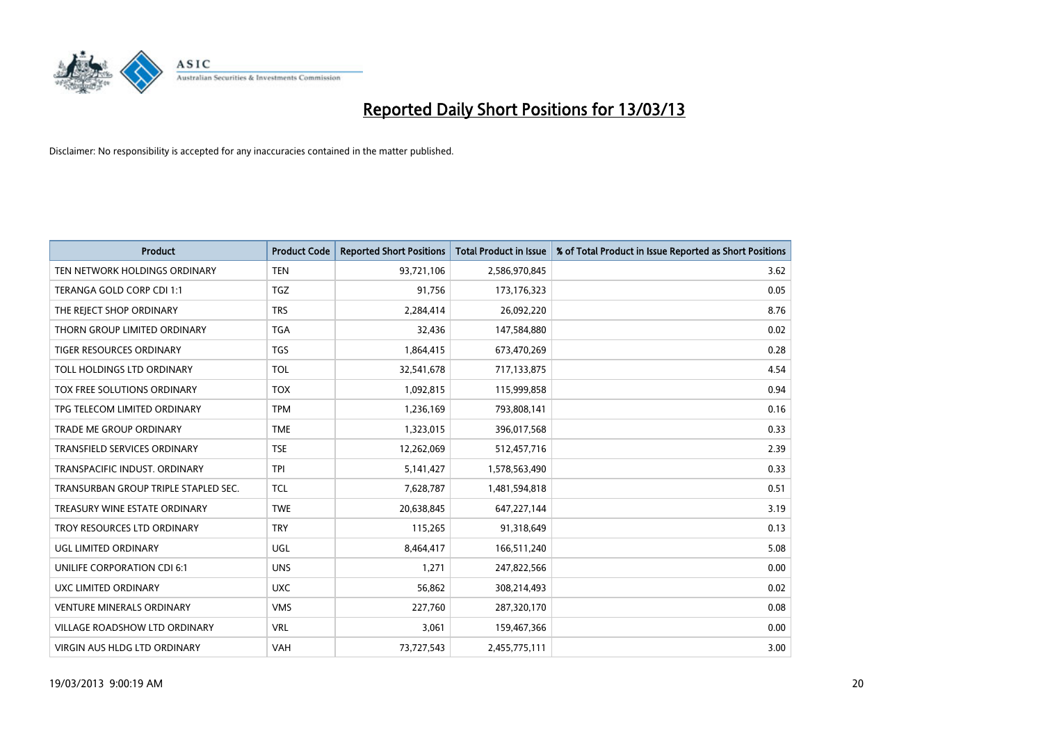# Reported Daily Short Positions for 13/03/13

Disclaimer: No responsibility is accepted for any inaccuracies contained in the matter published.

| Product | Product Code | Reported Short Positions | Total Product in Issue | % of Total Product in Issue Reported as Short Positions |
|---|---|---|---|---|
| TEN NETWORK HOLDINGS ORDINARY | TEN | 93,721,106 | 2,586,970,845 | 3.62 |
| TERANGA GOLD CORP CDI 1:1 | TGZ | 91,756 | 173,176,323 | 0.05 |
| THE REJECT SHOP ORDINARY | TRS | 2,284,414 | 26,092,220 | 8.76 |
| THORN GROUP LIMITED ORDINARY | TGA | 32,436 | 147,584,880 | 0.02 |
| TIGER RESOURCES ORDINARY | TGS | 1,864,415 | 673,470,269 | 0.28 |
| TOLL HOLDINGS LTD ORDINARY | TOL | 32,541,678 | 717,133,875 | 4.54 |
| TOX FREE SOLUTIONS ORDINARY | TOX | 1,092,815 | 115,999,858 | 0.94 |
| TPG TELECOM LIMITED ORDINARY | TPM | 1,236,169 | 793,808,141 | 0.16 |
| TRADE ME GROUP ORDINARY | TME | 1,323,015 | 396,017,568 | 0.33 |
| TRANSFIELD SERVICES ORDINARY | TSE | 12,262,069 | 512,457,716 | 2.39 |
| TRANSPACIFIC INDUST. ORDINARY | TPI | 5,141,427 | 1,578,563,490 | 0.33 |
| TRANSURBAN GROUP TRIPLE STAPLED SEC. | TCL | 7,628,787 | 1,481,594,818 | 0.51 |
| TREASURY WINE ESTATE ORDINARY | TWE | 20,638,845 | 647,227,144 | 3.19 |
| TROY RESOURCES LTD ORDINARY | TRY | 115,265 | 91,318,649 | 0.13 |
| UGL LIMITED ORDINARY | UGL | 8,464,417 | 166,511,240 | 5.08 |
| UNILIFE CORPORATION CDI 6:1 | UNS | 1,271 | 247,822,566 | 0.00 |
| UXC LIMITED ORDINARY | UXC | 56,862 | 308,214,493 | 0.02 |
| VENTURE MINERALS ORDINARY | VMS | 227,760 | 287,320,170 | 0.08 |
| VILLAGE ROADSHOW LTD ORDINARY | VRL | 3,061 | 159,467,366 | 0.00 |
| VIRGIN AUS HLDG LTD ORDINARY | VAH | 73,727,543 | 2,455,775,111 | 3.00 |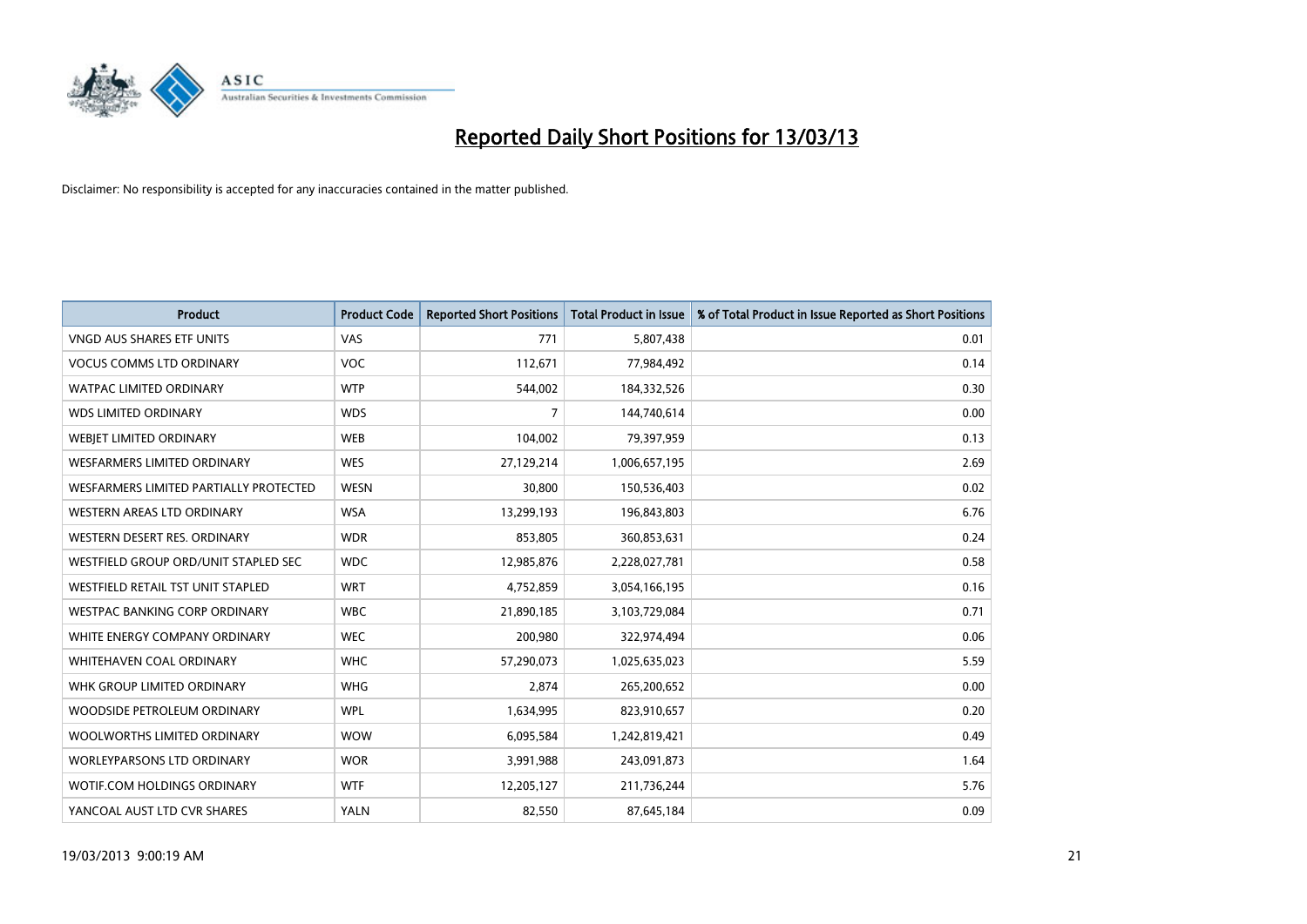# Reported Daily Short Positions for 13/03/13

Disclaimer: No responsibility is accepted for any inaccuracies contained in the matter published.

| Product | Product Code | Reported Short Positions | Total Product in Issue | % of Total Product in Issue Reported as Short Positions |
|---|---|---|---|---|
| VNGD AUS SHARES ETF UNITS | VAS | 771 | 5,807,438 | 0.01 |
| VOCUS COMMS LTD ORDINARY | VOC | 112,671 | 77,984,492 | 0.14 |
| WATPAC LIMITED ORDINARY | WTP | 544,002 | 184,332,526 | 0.30 |
| WDS LIMITED ORDINARY | WDS | 7 | 144,740,614 | 0.00 |
| WEBJET LIMITED ORDINARY | WEB | 104,002 | 79,397,959 | 0.13 |
| WESFARMERS LIMITED ORDINARY | WES | 27,129,214 | 1,006,657,195 | 2.69 |
| WESFARMERS LIMITED PARTIALLY PROTECTED | WESN | 30,800 | 150,536,403 | 0.02 |
| WESTERN AREAS LTD ORDINARY | WSA | 13,299,193 | 196,843,803 | 6.76 |
| WESTERN DESERT RES. ORDINARY | WDR | 853,805 | 360,853,631 | 0.24 |
| WESTFIELD GROUP ORD/UNIT STAPLED SEC | WDC | 12,985,876 | 2,228,027,781 | 0.58 |
| WESTFIELD RETAIL TST UNIT STAPLED | WRT | 4,752,859 | 3,054,166,195 | 0.16 |
| WESTPAC BANKING CORP ORDINARY | WBC | 21,890,185 | 3,103,729,084 | 0.71 |
| WHITE ENERGY COMPANY ORDINARY | WEC | 200,980 | 322,974,494 | 0.06 |
| WHITEHAVEN COAL ORDINARY | WHC | 57,290,073 | 1,025,635,023 | 5.59 |
| WHK GROUP LIMITED ORDINARY | WHG | 2,874 | 265,200,652 | 0.00 |
| WOODSIDE PETROLEUM ORDINARY | WPL | 1,634,995 | 823,910,657 | 0.20 |
| WOOLWORTHS LIMITED ORDINARY | WOW | 6,095,584 | 1,242,819,421 | 0.49 |
| WORLEYPARSONS LTD ORDINARY | WOR | 3,991,988 | 243,091,873 | 1.64 |
| WOTIF.COM HOLDINGS ORDINARY | WTF | 12,205,127 | 211,736,244 | 5.76 |
| YANCOAL AUST LTD CVR SHARES | YALN | 82,550 | 87,645,184 | 0.09 |

19/03/2013 9:00:19 AM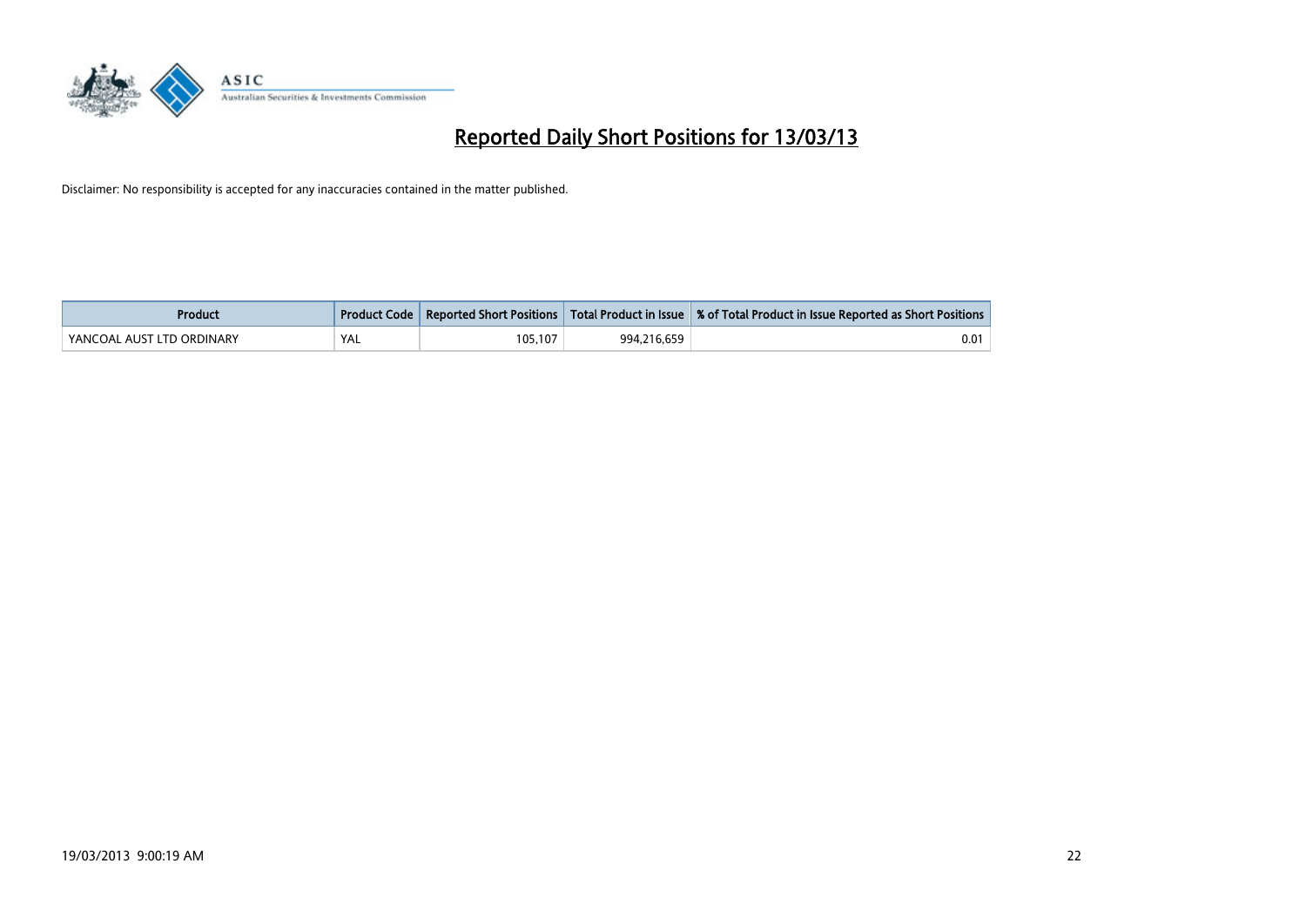# Reported Daily Short Positions for 13/03/13

Disclaimer: No responsibility is accepted for any inaccuracies contained in the matter published.

| Product | Product Code | Reported Short Positions | Total Product in Issue | % of Total Product in Issue Reported as Short Positions |
|---|---|---|---|---|
| YANCOAL AUST LTD ORDINARY | YAL | 105,107 | 994,216,659 | 0.01 |

19/03/2013 9:00:19 AM